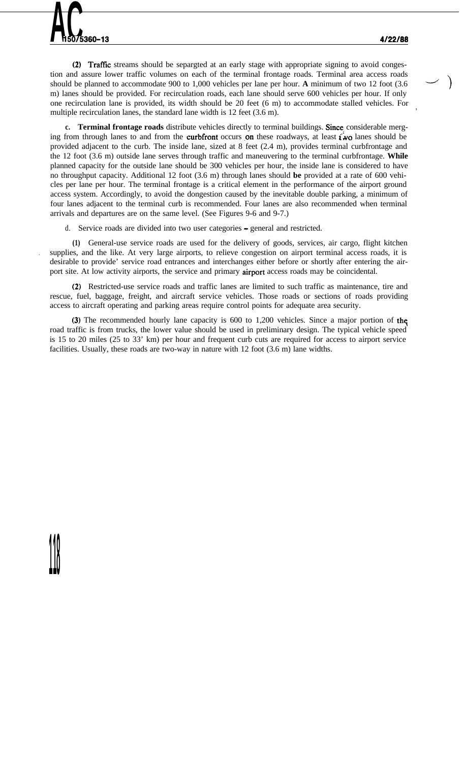(2) Traffic streams should be separgted at an early stage with appropriate signing to avoid congestion and assure lower traffic volumes on each of the terminal frontage roads. Terminal area access roads should be planned to accommodate 900 to 1,000 vehicles per lane per hour. **A** minimum of two 12 foot (3.6 m) lanes should be provided. For recirculation roads, each lane should serve 600 vehicles per hour. If only one recirculation lane is provided, its width should be 20 feet (6 m) to accommodate stalled vehicles. For multiple recirculation lanes, the standard lane width is 12 feet (3.6 m).

**c. Terminal frontage roads** distribute vehicles directly to terminal buildings. Since considerable merging from through lanes to and from the curbfront occurs on these roadways, at least two lanes should be provided adjacent to the curb. The inside lane, sized at 8 feet (2.4 m), provides terminal curbfrontage and the 12 foot (3.6 m) outside lane serves through traffic and maneuvering to the terminal curbfrontage. **While** planned capacity for the outside lane should be 300 vehicles per hour, the inside lane is considered to have no throughput capacity. Additional 12 foot (3.6 m) through lanes should **be** provided at a rate of 600 vehicles per lane per hour. The terminal frontage is a critical element in the performance of the airport ground access system. Accordingly, to avoid the dongestion caused by the inevitable double parking, a minimum of four lanes adjacent to the terminal curb is recommended. Four lanes are also recommended when terminal arrivals and departures are on the same level. (See Figures 9-6 and 9-7.)

d. Service roads are divided into two user categories - general and restricted.

(1) General-use service roads are used for the delivery of goods, services, air cargo, flight kitchen supplies, and the like. At very large airports, to relieve congestion on airport terminal access roads, it is desirable to provide' service road entrances and interchanges either before or shortly after entering the airport site. At low activity airports, the service and primary airport access roads may be coincidental.

(2) Restricted-use service roads and traffic lanes are limited to such traffic as maintenance, tire and rescue, fuel, baggage, freight, and aircraft service vehicles. Those roads or sections of roads providing access to aircraft operating and parking areas require control points for adequate area security.

(3) The recommended hourly lane capacity is 600 to 1,200 vehicles. Since a major portion of the road traffic is from trucks, the lower value should be used in preliminary design. The typical vehicle speed is 15 to 20 miles (25 to 33' km) per hour and frequent curb cuts are required for access to airport service facilities. Usually, these roads are two-way in nature with 12 foot (3.6 m) lane widths.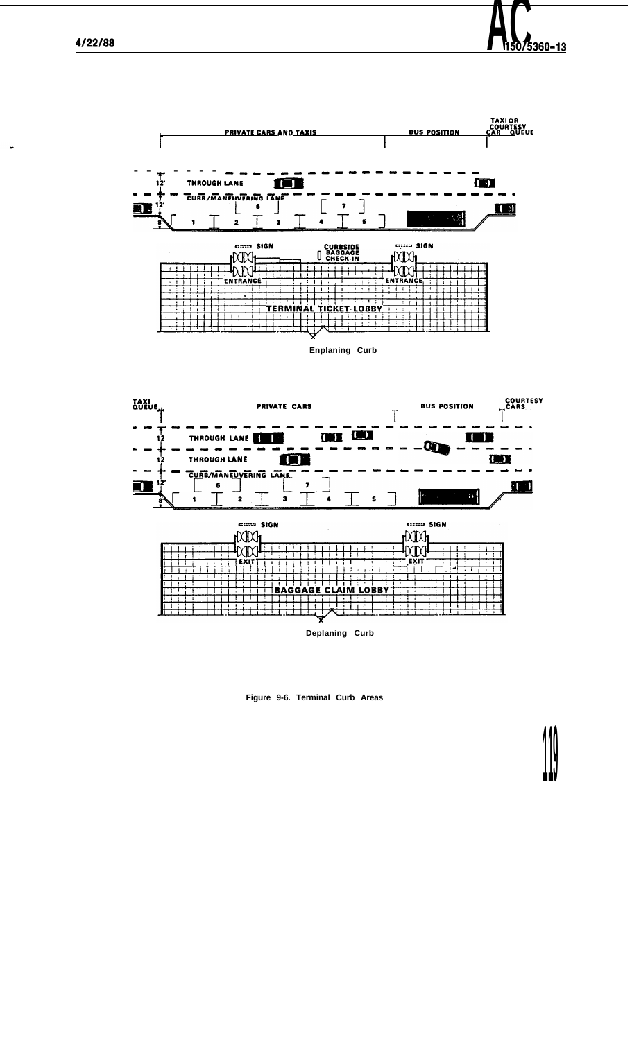PRIVATE CARS AND TAXIS | BUS POSITION | TAXI OR COURTESY CAR QUEUE

12' THROUGH LANE

12' CURB/MANEUVERING LANE

8'

1 2 3 4 5 6 7

SIGN | CURBSIDE BAGGAGE CHECK-IN | SIGN

ENTRANCE | ENTRANCE

TERMINAL TICKET LOBBY

Enplaning Curb

TAXI QUEUE | PRIVATE CARS | BUS POSITION | COURTESY CARS

12 THROUGH LANE

12 THROUGH LANE

12' CURB/MANEUVERING LANE

8'

1 2 3 4 5 6 7

SIGN | SIGN

EXIT | EXIT

BAGGAGE CLAIM LOBBY

Deplaning Curb

Figure 9-6. Terminal Curb Areas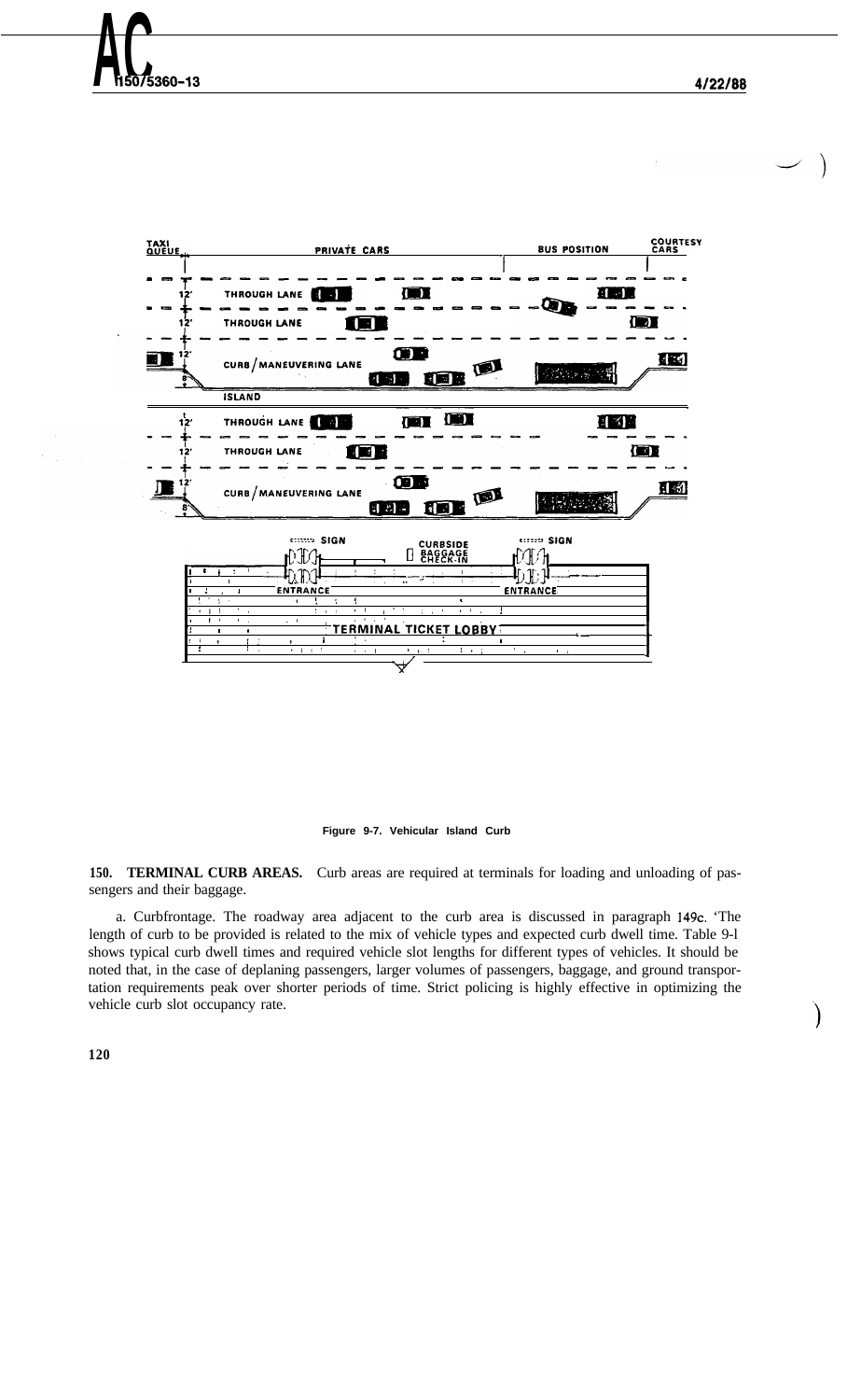Figure 9-7. Vehicular Island Curb

**150. TERMINAL CURB AREAS.** Curb areas are required at terminals for loading and unloading of passengers and their baggage.

a. Curbfrontage. The roadway area adjacent to the curb area is discussed in paragraph 149c. 'The length of curb to be provided is related to the mix of vehicle types and expected curb dwell time. Table 9-l shows typical curb dwell times and required vehicle slot lengths for different types of vehicles. It should be noted that, in the case of deplaning passengers, larger volumes of passengers, baggage, and ground transportation requirements peak over shorter periods of time. Strict policing is highly effective in optimizing the vehicle curb slot occupancy rate.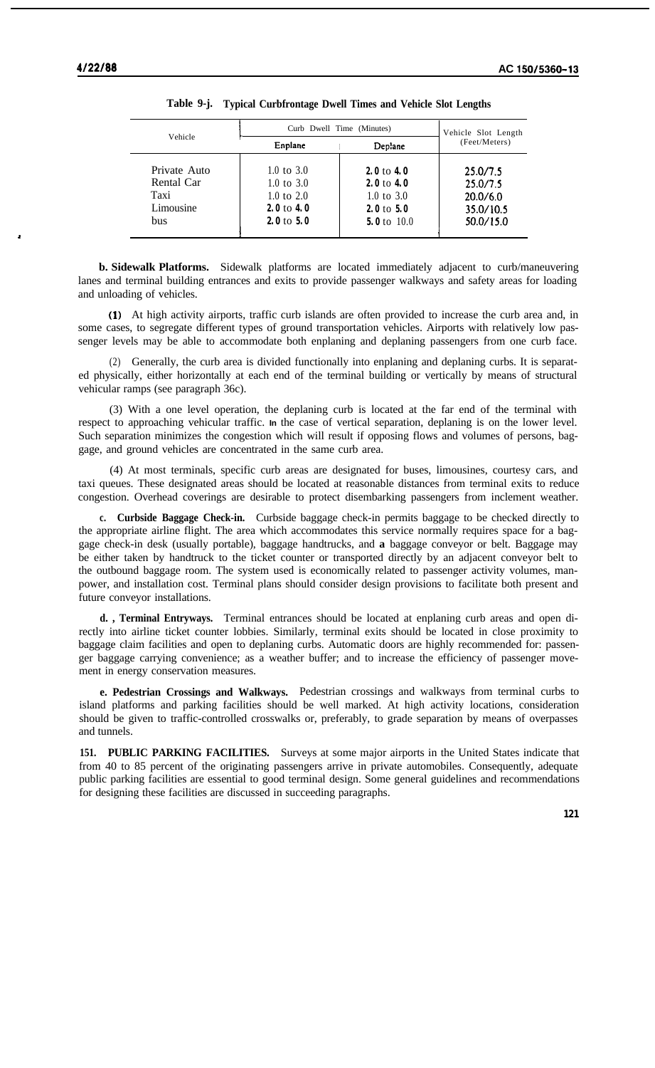**Table 9-j. Typical Curbfrontage Dwell Times and Vehicle Slot Lengths**

| Vehicle | Curb Dwell Time (Minutes) | | Vehicle Slot Length (Feet/Meters) |
|---|---|---|---|
| | Enplane | Deplane | |
| Private Auto | 1.0 to 3.0 | 2.0 to 4.0 | 25.0/7.5 |
| Rental Car | 1.0 to 3.0 | 2.0 to 4.0 | 25.0/7.5 |
| Taxi | 1.0 to 2.0 | 1.0 to 3.0 | 20.0/6.0 |
| Limousine | 2.0 to 4.0 | 2.0 to 5.0 | 35.0/10.5 |
| bus | 2.0 to 5.0 | 5.0 to 10.0 | 50.0/15.0 |

**b. Sidewalk Platforms.** Sidewalk platforms are located immediately adjacent to curb/maneuvering lanes and terminal building entrances and exits to provide passenger walkways and safety areas for loading and unloading of vehicles.

(1) At high activity airports, traffic curb islands are often provided to increase the curb area and, in some cases, to segregate different types of ground transportation vehicles. Airports with relatively low passenger levels may be able to accommodate both enplaning and deplaning passengers from one curb face.

(2) Generally, the curb area is divided functionally into enplaning and deplaning curbs. It is separated physically, either horizontally at each end of the terminal building or vertically by means of structural vehicular ramps (see paragraph 36c).

(3) With a one level operation, the deplaning curb is located at the far end of the terminal with respect to approaching vehicular traffic. In the case of vertical separation, deplaning is on the lower level. Such separation minimizes the congestion which will result if opposing flows and volumes of persons, baggage, and ground vehicles are concentrated in the same curb area.

(4) At most terminals, specific curb areas are designated for buses, limousines, courtesy cars, and taxi queues. These designated areas should be located at reasonable distances from terminal exits to reduce congestion. Overhead coverings are desirable to protect disembarking passengers from inclement weather.

**c. Curbside Baggage Check-in.** Curbside baggage check-in permits baggage to be checked directly to the appropriate airline flight. The area which accommodates this service normally requires space for a baggage check-in desk (usually portable), baggage handtrucks, and a baggage conveyor or belt. Baggage may be either taken by handtruck to the ticket counter or transported directly by an adjacent conveyor belt to the outbound baggage room. The system used is economically related to passenger activity volumes, manpower, and installation cost. Terminal plans should consider design provisions to facilitate both present and future conveyor installations.

**d. , Terminal Entryways.** Terminal entrances should be located at enplaning curb areas and open directly into airline ticket counter lobbies. Similarly, terminal exits should be located in close proximity to baggage claim facilities and open to deplaning curbs. Automatic doors are highly recommended for: passenger baggage carrying convenience; as a weather buffer; and to increase the efficiency of passenger movement in energy conservation measures.

**e. Pedestrian Crossings and Walkways.** Pedestrian crossings and walkways from terminal curbs to island platforms and parking facilities should be well marked. At high activity locations, consideration should be given to traffic-controlled crosswalks or, preferably, to grade separation by means of overpasses and tunnels.

**151. PUBLIC PARKING FACILITIES.** Surveys at some major airports in the United States indicate that from 40 to 85 percent of the originating passengers arrive in private automobiles. Consequently, adequate public parking facilities are essential to good terminal design. Some general guidelines and recommendations for designing these facilities are discussed in succeeding paragraphs.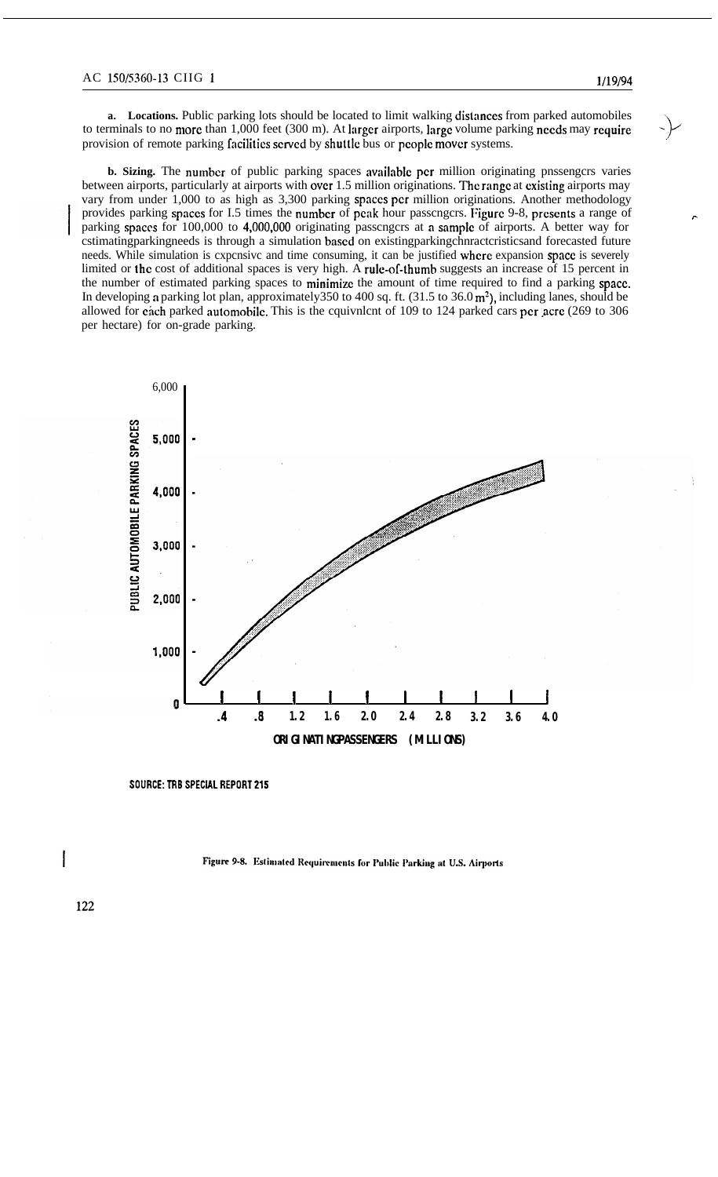**a. Locations.** Public parking lots should be located to limit walking distances from parked automobiles to terminals to no more than 1,000 feet (300 m). At larger airports, large volume parking needs may require provision of remote parking facilities served by shuttle bus or people mover systems.

**b. Sizing.** The number of public parking spaces available per million originating passengers varies between airports, particularly at airports with over 1.5 million originations. The range at existing airports may vary from under 1,000 to as high as 3,300 parking spaces per million originations. Another methodology provides parking spaces for 1.5 times the number of peak hour passengers. Figure 9-8, presents a range of parking spaces for 100,000 to 4,000,000 originating passengers at a sample of airports. A better way for estimating parking needs is through a simulation based on existing parking characteristics and forecasted future needs. While simulation is expensive and time consuming, it can be justified where expansion space is severely limited or the cost of additional spaces is very high. A rule-of-thumb suggests an increase of 15 percent in the number of estimated parking spaces to minimize the amount of time required to find a parking space. In developing a parking lot plan, approximately 350 to 400 sq. ft. (31.5 to 36.0 $m^2$), including lanes, should be allowed for each parked automobile. This is the equivalent of 109 to 124 parked cars per acre (269 to 306 per hectare) for on-grade parking.

SOURCE: TRB SPECIAL REPORT 215

Figure 9-8. Estimated Requirements for Public Parking at U.S. Airports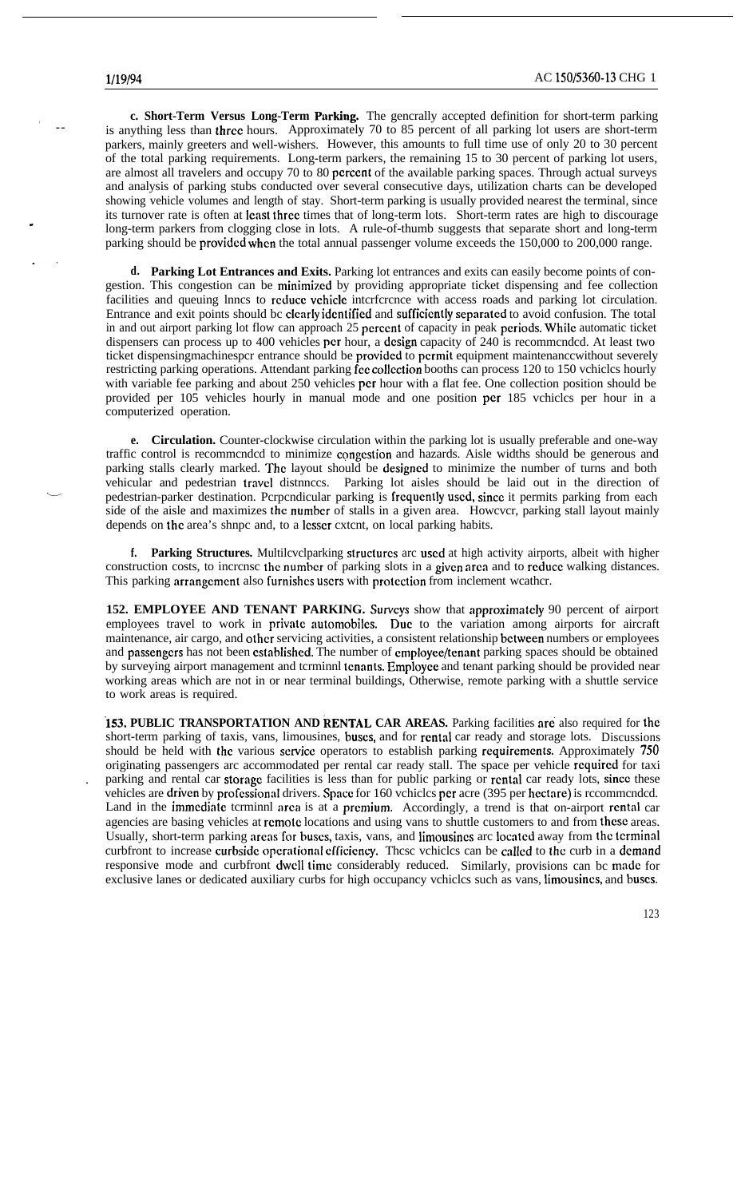**c. Short-Term Versus Long-Term Parking.** The generally accepted definition for short-term parking is anything less than three hours. Approximately 70 to 85 percent of all parking lot users are short-term parkers, mainly greeters and well-wishers. However, this amounts to full time use of only 20 to 30 percent of the total parking requirements. Long-term parkers, the remaining 15 to 30 percent of parking lot users, are almost all travelers and occupy 70 to 80 percent of the available parking spaces. Through actual surveys and analysis of parking stubs conducted over several consecutive days, utilization charts can be developed showing vehicle volumes and length of stay. Short-term parking is usually provided nearest the terminal, since its turnover rate is often at least three times that of long-term lots. Short-term rates are high to discourage long-term parkers from clogging close in lots. A rule-of-thumb suggests that separate short and long-term parking should be provided when the total annual passenger volume exceeds the 150,000 to 200,000 range.

**d. Parking Lot Entrances and Exits.** Parking lot entrances and exits can easily become points of congestion. This congestion can be minimized by providing appropriate ticket dispensing and fee collection facilities and queuing lanes to reduce vehicle interference with access roads and parking lot circulation. Entrance and exit points should be clearly identified and sufficiently separated to avoid confusion. The total in and out airport parking lot flow can approach 25 percent of capacity in peak periods. While automatic ticket dispensers can process up to 400 vehicles per hour, a design capacity of 240 is recommended. At least two ticket dispensing machines per entrance should be provided to permit equipment maintenance without severely restricting parking operations. Attendant parking fee collection booths can process 120 to 150 vehicles hourly with variable fee parking and about 250 vehicles per hour with a flat fee. One collection position should be provided per 105 vehicles hourly in manual mode and one position per 185 vehicles per hour in a computerized operation.

**e. Circulation.** Counter-clockwise circulation within the parking lot is usually preferable and one-way traffic control is recommended to minimize congestion and hazards. Aisle widths should be generous and parking stalls clearly marked. The layout should be designed to minimize the number of turns and both vehicular and pedestrian travel distances. Parking lot aisles should be laid out in the direction of pedestrian-parker destination. Perpendicular parking is frequently used, since it permits parking from each side of the aisle and maximizes the number of stalls in a given area. However, parking stall layout mainly depends on the area's shape and, to a lesser extent, on local parking habits.

**f. Parking Structures.** Multilevel parking structures are used at high activity airports, albeit with higher construction costs, to increase the number of parking slots in a given area and to reduce walking distances. This parking arrangement also furnishes users with protection from inclement weather.

**152. EMPLOYEE AND TENANT PARKING.** Surveys show that approximately 90 percent of airport employees travel to work in private automobiles. Due to the variation among airports for aircraft maintenance, air cargo, and other servicing activities, a consistent relationship between numbers or employees and passengers has not been established. The number of employee/tenant parking spaces should be obtained by surveying airport management and terminal tenants. Employee and tenant parking should be provided near working areas which are not in or near terminal buildings, Otherwise, remote parking with a shuttle service to work areas is required.

**153. PUBLIC TRANSPORTATION AND RENTAL CAR AREAS.** Parking facilities are also required for the short-term parking of taxis, vans, limousines, buses, and for rental car ready and storage lots. Discussions should be held with the various service operators to establish parking requirements. Approximately 750 originating passengers are accommodated per rental car ready stall. The space per vehicle required for taxi parking and rental car storage facilities is less than for public parking or rental car ready lots, since these vehicles are driven by professional drivers. Space for 160 vehicles per acre (395 per hectare) is recommended. Land in the immediate terminal area is at a premium. Accordingly, a trend is that on-airport rental car agencies are basing vehicles at remote locations and using vans to shuttle customers to and from these areas. Usually, short-term parking areas for buses, taxis, vans, and limousines are located away from the terminal curbfront to increase curbside operational efficiency. These vehicles can be called to the curb in a demand responsive mode and curbfront dwell time considerably reduced. Similarly, provisions can be made for exclusive lanes or dedicated auxiliary curbs for high occupancy vehicles such as vans, limousines, and buses.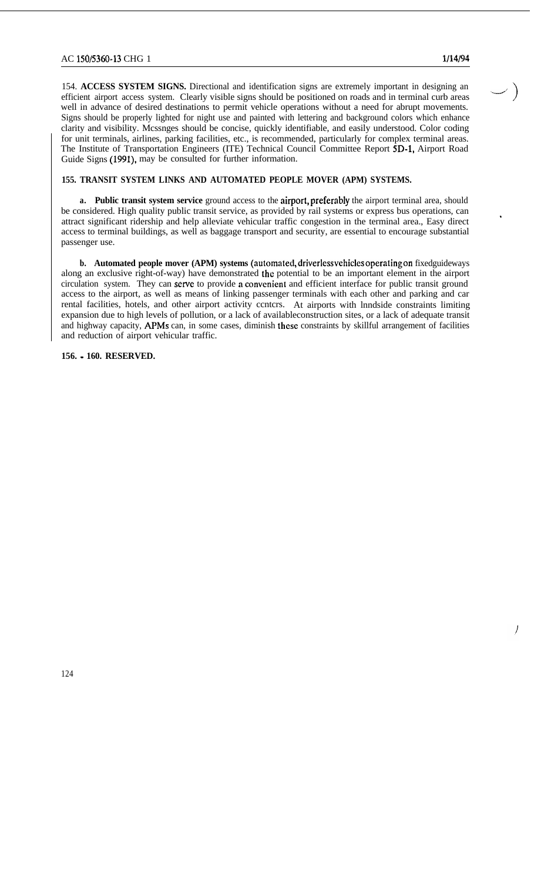154. **ACCESS SYSTEM SIGNS.** Directional and identification signs are extremely important in designing an efficient airport access system. Clearly visible signs should be positioned on roads and in terminal curb areas well in advance of desired destinations to permit vehicle operations without a need for abrupt movements. Signs should be properly lighted for night use and painted with lettering and background colors which enhance clarity and visibility. Mcssnges should be concise, quickly identifiable, and easily understood. Color coding for unit terminals, airlines, parking facilities, etc., is recommended, particularly for complex terminal areas. The Institute of Transportation Engineers (ITE) Technical Council Committee Report 5D-1, Airport Road Guide Signs (1991), may be consulted for further information.

**155. TRANSIT SYSTEM LINKS AND AUTOMATED PEOPLE MOVER (APM) SYSTEMS.**

**a. Public transit system service** ground access to the airport, preferably the airport terminal area, should be considered. High quality public transit service, as provided by rail systems or express bus operations, can attract significant ridership and help alleviate vehicular traffic congestion in the terminal area., Easy direct access to terminal buildings, as well as baggage transport and security, are essential to encourage substantial passenger use.

**b. Automated people mover (APM) systems** (automated, driverless vehicles operating on fixedguideways along an exclusive right-of-way) have demonstrated the potential to be an important element in the airport circulation system. They can serve to provide a convenient and efficient interface for public transit ground access to the airport, as well as means of linking passenger terminals with each other and parking and car rental facilities, hotels, and other airport activity ccntcrs. At airports with lnndside constraints limiting expansion due to high levels of pollution, or a lack of availableconstruction sites, or a lack of adequate transit and highway capacity, APMs can, in some cases, diminish these constraints by skillful arrangement of facilities and reduction of airport vehicular traffic.

**156. - 160. RESERVED.**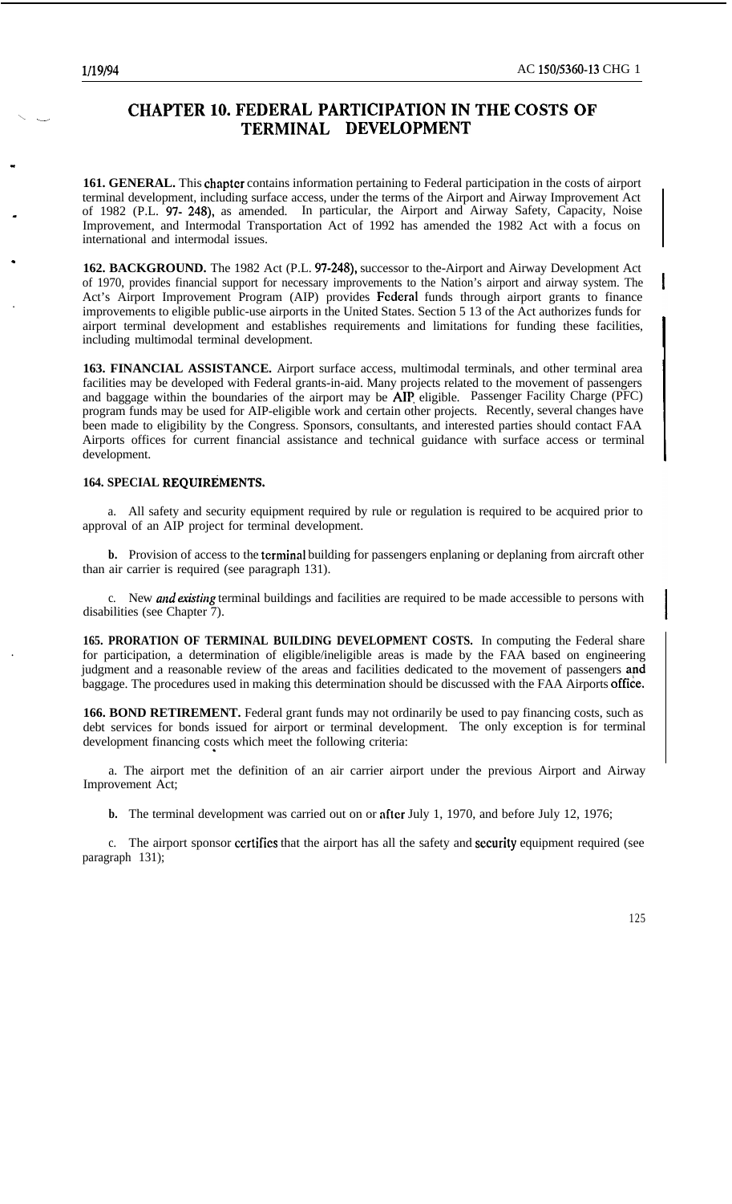# CHAPTER 10. FEDERAL PARTICIPATION IN THE COSTS OF TERMINAL DEVELOPMENT

**161. GENERAL.** This chapter contains information pertaining to Federal participation in the costs of airport terminal development, including surface access, under the terms of the Airport and Airway Improvement Act of 1982 (P.L. 97- 248), as amended. In particular, the Airport and Airway Safety, Capacity, Noise Improvement, and Intermodal Transportation Act of 1992 has amended the 1982 Act with a focus on international and intermodal issues.

**162. BACKGROUND.** The 1982 Act (P.L. 97-248), successor to the Airport and Airway Development Act of 1970, provides financial support for necessary improvements to the Nation's airport and airway system. The Act's Airport Improvement Program (AIP) provides Federal funds through airport grants to finance improvements to eligible public-use airports in the United States. Section 5 13 of the Act authorizes funds for airport terminal development and establishes requirements and limitations for funding these facilities, including multimodal terminal development.

**163. FINANCIAL ASSISTANCE.** Airport surface access, multimodal terminals, and other terminal area facilities may be developed with Federal grants-in-aid. Many projects related to the movement of passengers and baggage within the boundaries of the airport may be AIP eligible. Passenger Facility Charge (PFC) program funds may be used for AIP-eligible work and certain other projects. Recently, several changes have been made to eligibility by the Congress. Sponsors, consultants, and interested parties should contact FAA Airports offices for current financial assistance and technical guidance with surface access or terminal development.

**164. SPECIAL REQUIREMENTS.**

a. All safety and security equipment required by rule or regulation is required to be acquired prior to approval of an AIP project for terminal development.

**b.** Provision of access to the terminal building for passengers enplaning or deplaning from aircraft other than air carrier is required (see paragraph 131).

c. New *and existing* terminal buildings and facilities are required to be made accessible to persons with disabilities (see Chapter 7).

**165. PRORATION OF TERMINAL BUILDING DEVELOPMENT COSTS.** In computing the Federal share for participation, a determination of eligible/ineligible areas is made by the FAA based on engineering judgment and a reasonable review of the areas and facilities dedicated to the movement of passengers and baggage. The procedures used in making this determination should be discussed with the FAA Airports office.

**166. BOND RETIREMENT.** Federal grant funds may not ordinarily be used to pay financing costs, such as debt services for bonds issued for airport or terminal development. The only exception is for terminal development financing costs which meet the following criteria:

a. The airport met the definition of an air carrier airport under the previous Airport and Airway Improvement Act;

**b.** The terminal development was carried out on or after July 1, 1970, and before July 12, 1976;

c. The airport sponsor certifies that the airport has all the safety and security equipment required (see paragraph 131);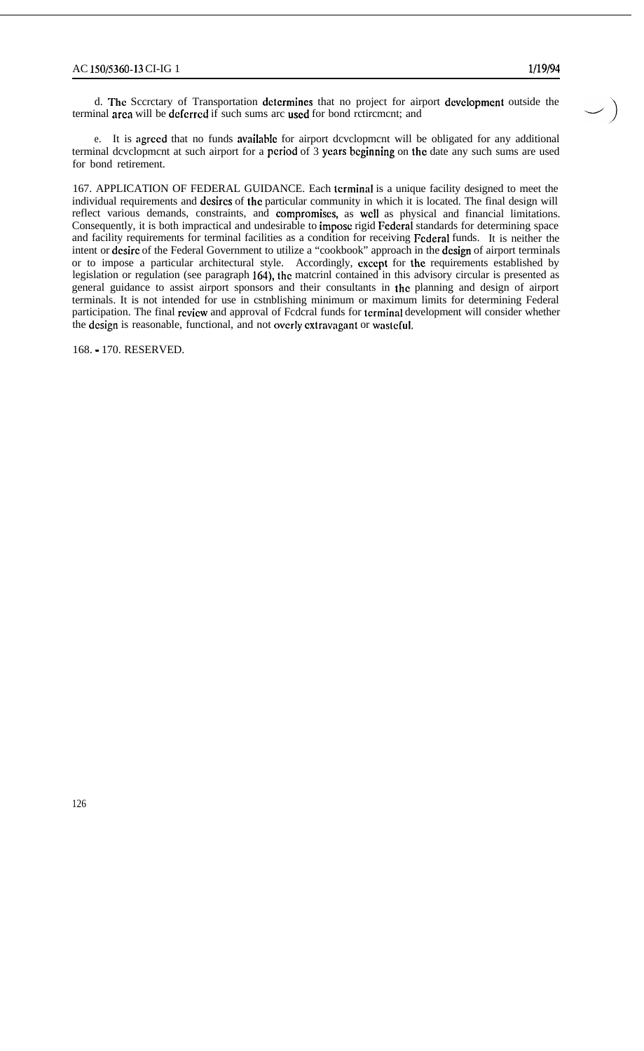d. The Secretary of Transportation determines that no project for airport development outside the terminal area will be deferred if such sums are used for bond retirement; and

e. It is agreed that no funds available for airport development will be obligated for any additional terminal development at such airport for a period of 3 years beginning on the date any such sums are used for bond retirement.

167. APPLICATION OF FEDERAL GUIDANCE. Each terminal is a unique facility designed to meet the individual requirements and desires of the particular community in which it is located. The final design will reflect various demands, constraints, and compromises, as well as physical and financial limitations. Consequently, it is both impractical and undesirable to impose rigid Federal standards for determining space and facility requirements for terminal facilities as a condition for receiving Federal funds. It is neither the intent or desire of the Federal Government to utilize a "cookbook" approach in the design of airport terminals or to impose a particular architectural style. Accordingly, except for the requirements established by legislation or regulation (see paragraph 164), the material contained in this advisory circular is presented as general guidance to assist airport sponsors and their consultants in the planning and design of airport terminals. It is not intended for use in establishing minimum or maximum limits for determining Federal participation. The final review and approval of Federal funds for terminal development will consider whether the design is reasonable, functional, and not overly extravagant or wasteful.

168. - 170. RESERVED.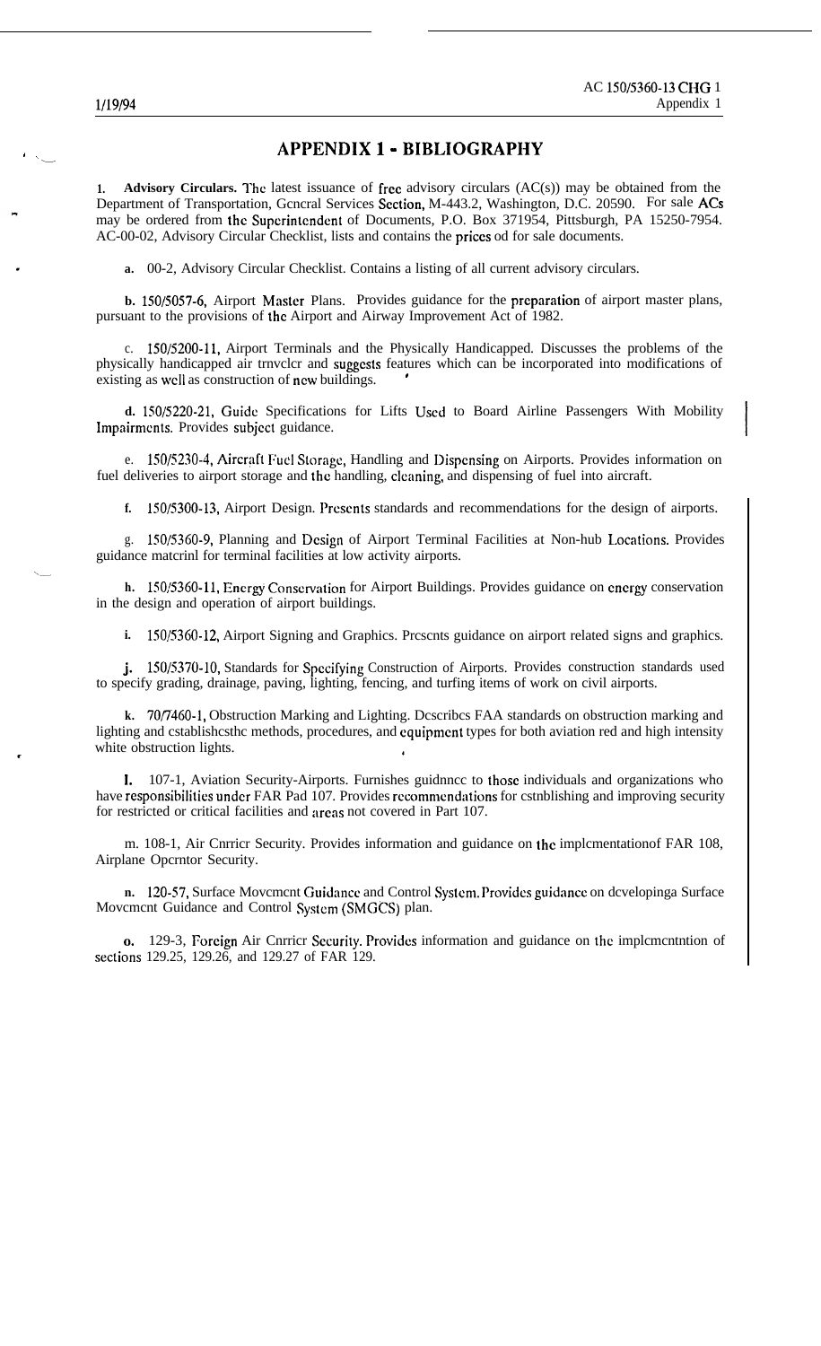# APPENDIX 1 - BIBLIOGRAPHY

1. **Advisory Circulars.** The latest issuance of free advisory circulars (AC(s)) may be obtained from the Department of Transportation, General Services Section, M-443.2, Washington, D.C. 20590. For sale ACs may be ordered from the Superintendent of Documents, P.O. Box 371954, Pittsburgh, PA 15250-7954. AC-00-02, Advisory Circular Checklist, lists and contains the prices od for sale documents.

   **a.** 00-2, Advisory Circular Checklist. Contains a listing of all current advisory circulars.

   **b.** 150/5057-6, Airport Master Plans. Provides guidance for the preparation of airport master plans, pursuant to the provisions of the Airport and Airway Improvement Act of 1982.

   c. 150/5200-11, Airport Terminals and the Physically Handicapped. Discusses the problems of the physically handicapped air traveler and suggests features which can be incorporated into modifications of existing as well as construction of new buildings.

   **d.** 150/5220-21, Guide Specifications for Lifts Used to Board Airline Passengers With Mobility Impairments. Provides subject guidance.

   e. 150/5230-4, Aircraft Fuel Storage, Handling and Dispensing on Airports. Provides information on fuel deliveries to airport storage and the handling, cleaning, and dispensing of fuel into aircraft.

   **f.** 150/5300-13, Airport Design. Presents standards and recommendations for the design of airports.

   g. 150/5360-9, Planning and Design of Airport Terminal Facilities at Non-hub Locations. Provides guidance material for terminal facilities at low activity airports.

   **h.** 150/5360-11, Energy Conservation for Airport Buildings. Provides guidance on energy conservation in the design and operation of airport buildings.

   **i.** 150/5360-12, Airport Signing and Graphics. Presents guidance on airport related signs and graphics.

   **j.** 150/5370-10, Standards for Specifying Construction of Airports. Provides construction standards used to specify grading, drainage, paving, lighting, fencing, and turfing items of work on civil airports.

   **k.** 70/7460-1, Obstruction Marking and Lighting. Describes FAA standards on obstruction marking and lighting and establishes the methods, procedures, and equipment types for both aviation red and high intensity white obstruction lights.

   **l.** 107-1, Aviation Security-Airports. Furnishes guidance to those individuals and organizations who have responsibilities under FAR Pad 107. Provides recommendations for establishing and improving security for restricted or critical facilities and areas not covered in Part 107.

   m. 108-1, Air Carrier Security. Provides information and guidance on the implementationof FAR 108, Airplane Operator Security.

   **n.** 120-57, Surface Movement Guidance and Control System. Provides guidance on developinga Surface Movement Guidance and Control System (SMGCS) plan.

   **o.** 129-3, Foreign Air Carrier Security. Provides information and guidance on the implementation of sections 129.25, 129.26, and 129.27 of FAR 129.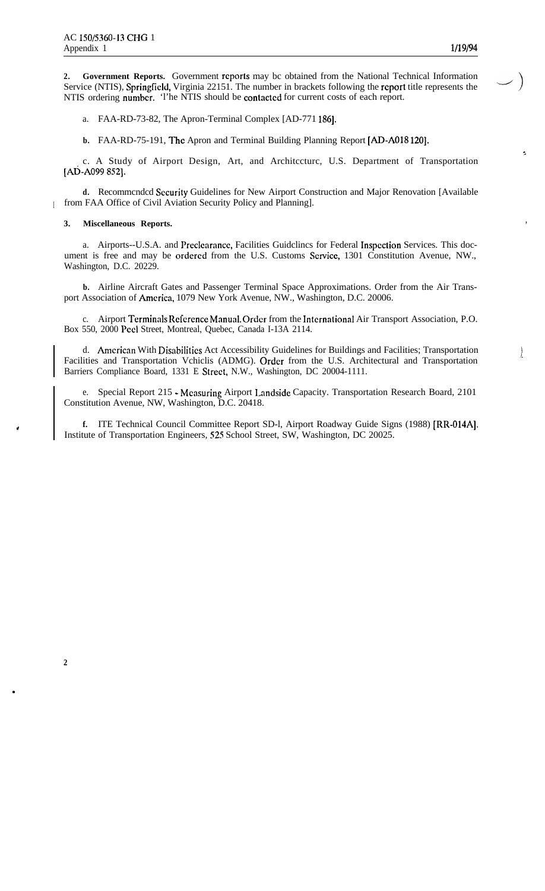**2. Government Reports.** Government reports may be obtained from the National Technical Information Service (NTIS), Springfield, Virginia 22151. The number in brackets following the report title represents the NTIS ordering number. The NTIS should be contacted for current costs of each report.

a. FAA-RD-73-82, The Apron-Terminal Complex [AD-771 186].

**b.** FAA-RD-75-191, The Apron and Terminal Building Planning Report [AD-A018 120].

c. A Study of Airport Design, Art, and Architecture, U.S. Department of Transportation [AD-A099 852].

**d.** Recommended Security Guidelines for New Airport Construction and Major Renovation [Available from FAA Office of Civil Aviation Security Policy and Planning].

**3. Miscellaneous Reports.**

a. Airports--U.S.A. and Preclearance, Facilities Guidelines for Federal Inspection Services. This document is free and may be ordered from the U.S. Customs Service, 1301 Constitution Avenue, NW., Washington, D.C. 20229.

**b.** Airline Aircraft Gates and Passenger Terminal Space Approximations. Order from the Air Transport Association of America, 1079 New York Avenue, NW., Washington, D.C. 20006.

c. Airport Terminals Reference Manual. Order from the International Air Transport Association, P.O. Box 550, 2000 Peel Street, Montreal, Quebec, Canada I-13A 2114.

d. American With Disabilities Act Accessibility Guidelines for Buildings and Facilities; Transportation Facilities and Transportation Vehicles (ADMG). Order from the U.S. Architectural and Transportation Barriers Compliance Board, 1331 E Street, N.W., Washington, DC 20004-1111.

e. Special Report 215 - Measuring Airport Landside Capacity. Transportation Research Board, 2101 Constitution Avenue, NW, Washington, D.C. 20418.

**f.** ITE Technical Council Committee Report SD-l, Airport Roadway Guide Signs (1988) [RR-014A]. Institute of Transportation Engineers, 525 School Street, SW, Washington, DC 20025.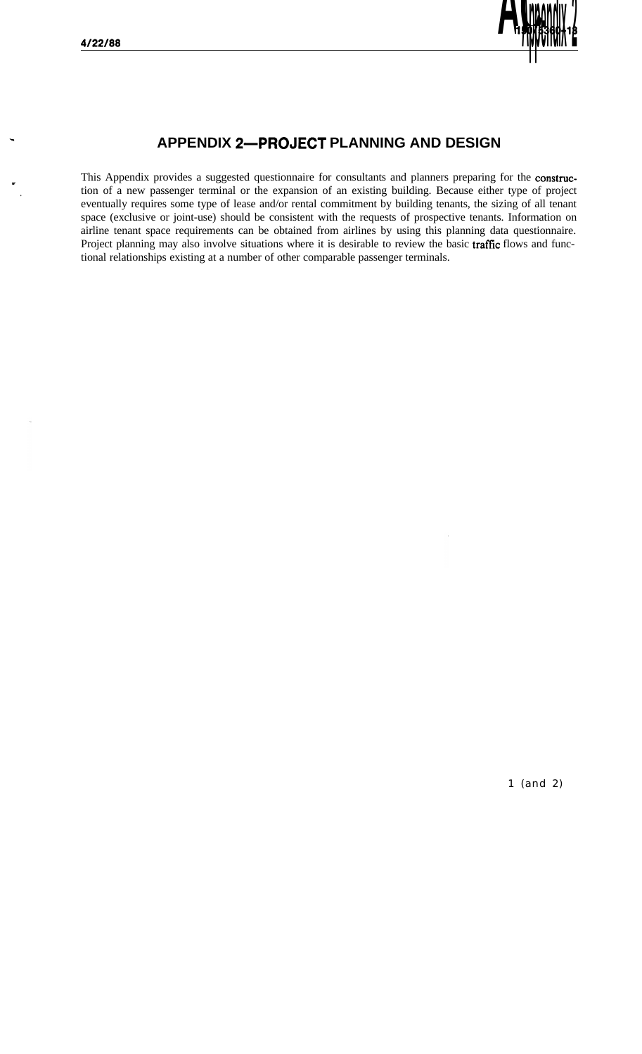# APPENDIX 2—PROJECT PLANNING AND DESIGN

This Appendix provides a suggested questionnaire for consultants and planners preparing for the construction of a new passenger terminal or the expansion of an existing building. Because either type of project eventually requires some type of lease and/or rental commitment by building tenants, the sizing of all tenant space (exclusive or joint-use) should be consistent with the requests of prospective tenants. Information on airline tenant space requirements can be obtained from airlines by using this planning data questionnaire. Project planning may also involve situations where it is desirable to review the basic traffic flows and functional relationships existing at a number of other comparable passenger terminals.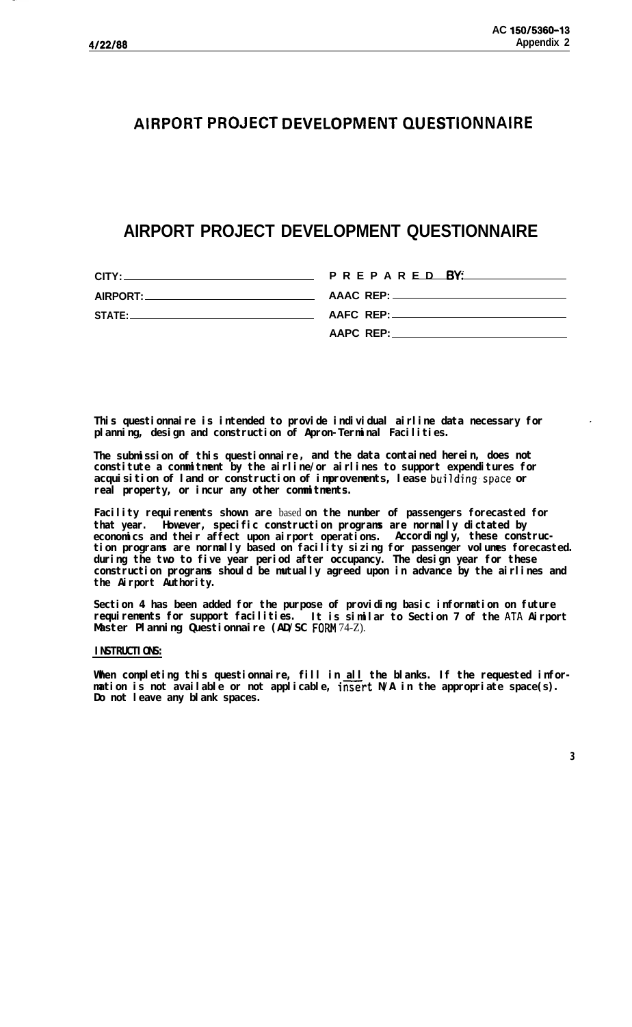# AIRPORT PROJECT DEVELOPMENT QUESTIONNAIRE

## AIRPORT PROJECT DEVELOPMENT QUESTIONNAIRE

| | |
|---|---|
| CITY: ____________________ | PREPARED BY: ____________________ |
| AIRPORT: ____________________ | AAAC REP: ____________________ |
| STATE: ____________________ | AAFC REP: ____________________ |
| | AAPC REP: ____________________ |

**This questionnaire is intended to provide individual airline data necessary for planning, design and construction of Apron-Terminal Facilities.**

**The submission of this questionnaire, and the data contained herein, does not constitute a commitment by the airline/or airlines to support expenditures for acquisition of land or construction of improvements, lease building space or real property, or incur any other commitments.**

**Facility requirements shown are based on the number of passengers forecasted for that year. However, specific construction programs are normally dictated by economics and their affect upon airport operations. Accordingly, these construction programs are normally based on facility sizing for passenger volumes forecasted during the two to five year period after occupancy. The design year for these construction programs should be mutually agreed upon in advance by the airlines and the Airport Authority.**

**Section 4 has been added for the purpose of providing basic information on future requirements for support facilities. It is similar to Section 7 of the ATA Airport Master Planning Questionnaire (AD/SC FORM 74-Z).**

**INSTRUCTIONS:**

**When completing this questionnaire, fill in all the blanks. If the requested information is not available or not applicable, insert N/A in the appropriate space(s). Do not leave any blank spaces.**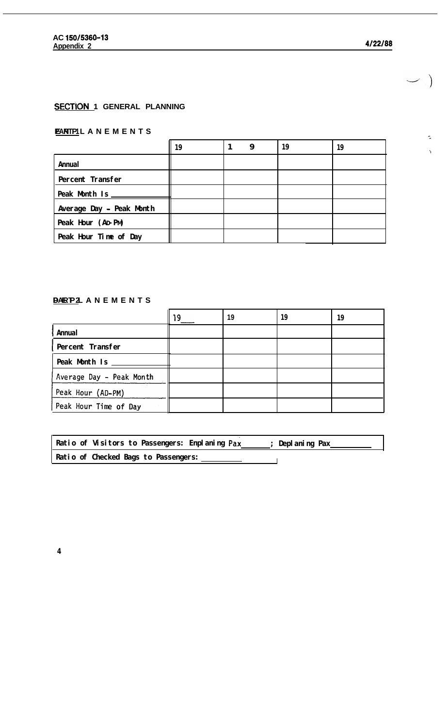## SECTION 1 GENERAL PLANNING

**PART 1 ENPLANEMENTS**

| | 19 | 19 | 19 | 19 |
|---|---|---|---|---|
| Annual | | | | |
| Percent Transfer | | | | |
| Peak Month Is ______ | | | | |
| Average Day - Peak Month | | | | |
| Peak Hour (AD-PM) | | | | |
| Peak Hour Time of Day | | | | |

**PART 2 DEPLANEMENTS**

| | 19___ | 19 | 19 | 19 |
|---|---|---|---|---|
| Annual | | | | |
| Percent Transfer | | | | |
| Peak Month Is ______ | | | | |
| Average Day - Peak Month | | | | |
| Peak Hour (AD-PM) | | | | |
| Peak Hour Time of Day | | | | |

| |
|---|
| Ratio of Visitors to Passengers: Enplaning Pax______; Deplaning Pax______ |
| Ratio of Checked Bags to Passengers: ______ |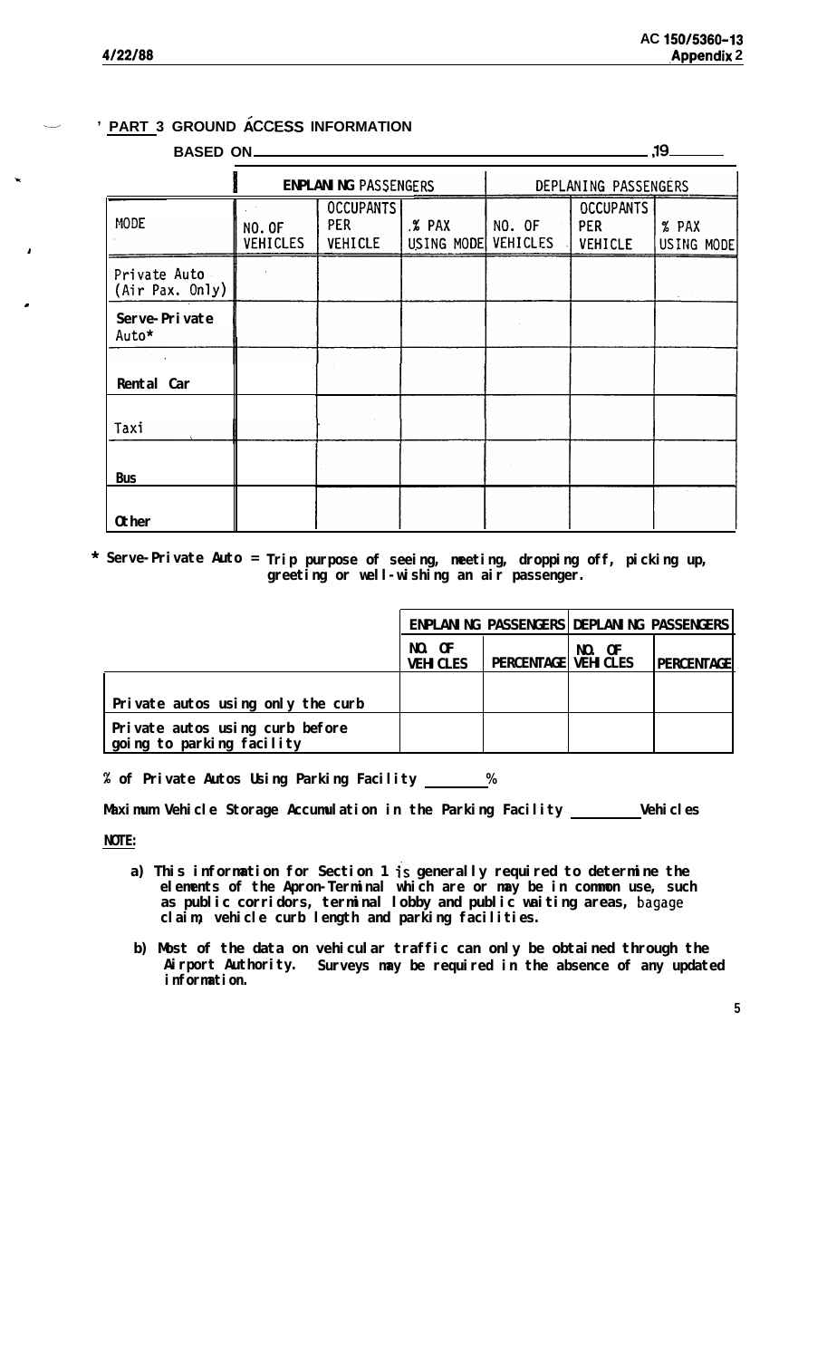## PART 3 GROUND ACCESS INFORMATION

BASED ON ______________________________ ,19______

| MODE | ENPLANING PASSENGERS | | | DEPLANING PASSENGERS | | |
|---|---|---|---|---|---|---|
| | NO. OF VEHICLES | OCCUPANTS PER VEHICLE | % PAX USING MODE | NO. OF VEHICLES | OCCUPANTS PER VEHICLE | % PAX USING MODE |
| Private Auto (Air Pax. Only) | | | | | | |
| Serve-Private Auto* | | | | | | |
| Rental Car | | | | | | |
| Taxi | | | | | | |
| Bus | | | | | | |
| Other | | | | | | |

\* Serve-Private Auto = Trip purpose of seeing, meeting, dropping off, picking up, greeting or well-wishing an air passenger.

| | ENPLANING PASSENGERS | | DEPLANING PASSENGERS | |
|---|---|---|---|---|
| | NO. OF VEHICLES | PERCENTAGE | NO. OF VEHICLES | PERCENTAGE |
| Private autos using only the curb | | | | |
| Private autos using curb before going to parking facility | | | | |

% of Private Autos Using Parking Facility ________%

Maximum Vehicle Storage Accumulation in the Parking Facility ________ Vehicles

**NOTE:**

a) This information for Section 1 is generally required to determine the elements of the Apron-Terminal which are or may be in common use, such as public corridors, terminal lobby and public waiting areas, bagage claim, vehicle curb length and parking facilities.

b) Most of the data on vehicular traffic can only be obtained through the Airport Authority. Surveys may be required in the absence of any updated information.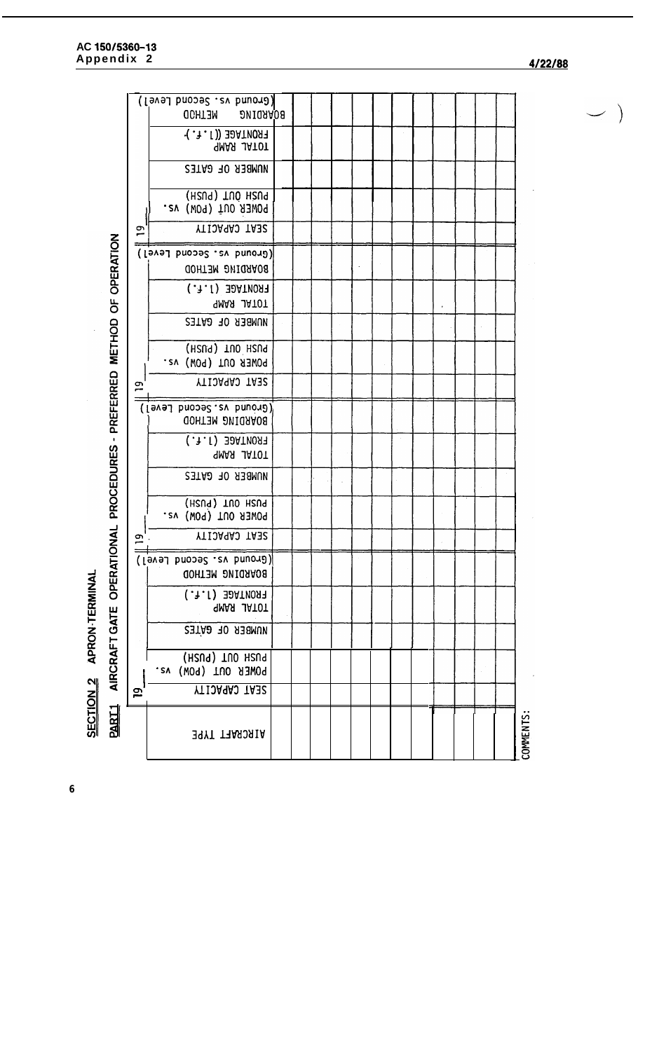## SECTION 2 APRON-TERMINAL

### PART 1 AIRCRAFT GATE OPERATIONAL PROCEDURES - PREFERRED METHOD OF OPERATION

| AIRCRAFT TYPE | 19__ SEAT CAPACITY | POWER OUT (POW) vs. PUSH OUT (PUSH) | NUMBER OF GATES | TOTAL RAMP FRONTAGE (l.f.) | BOARDING METHOD (Ground vs. Second Level) | 19__ SEAT CAPACITY | POWER OUT (POW) vs. PUSH OUT (PUSH) | NUMBER OF GATES | TOTAL RAMP FRONTAGE (l.f.) | BOARDING METHOD (Ground vs. Second Level) | 19__ SEAT CAPACITY | POWER OUT (POW) vs. PUSH OUT (PUSH) | NUMBER OF GATES | TOTAL RAMP FRONTAGE (l.f.) | BOARDING METHOD (Ground vs. Second Level) | 19__ SEAT CAPACITY | POWER OUT (POW) vs. PUSH OUT (PUSH) | NUMBER OF GATES | TOTAL RAMP FRONTAGE (l.f.) | BOARDING METHOD (Ground vs. Second Level) |
|---|---|---|---|---|---|---|---|---|---|---|---|---|---|---|---|---|---|---|---|---|
| | | | | | | | | | | | | | | | | | | | | |
| | | | | | | | | | | | | | | | | | | | | |
| | | | | | | | | | | | | | | | | | | | | |
| | | | | | | | | | | | | | | | | | | | | |
| | | | | | | | | | | | | | | | | | | | | |
| | | | | | | | | | | | | | | | | | | | | |
| | | | | | | | | | | | | | | | | | | | | |
| | | | | | | | | | | | | | | | | | | | | |
| | | | | | | | | | | | | | | | | | | | | |
| | | | | | | | | | | | | | | | | | | | | |
| | | | | | | | | | | | | | | | | | | | | |

COMMENTS: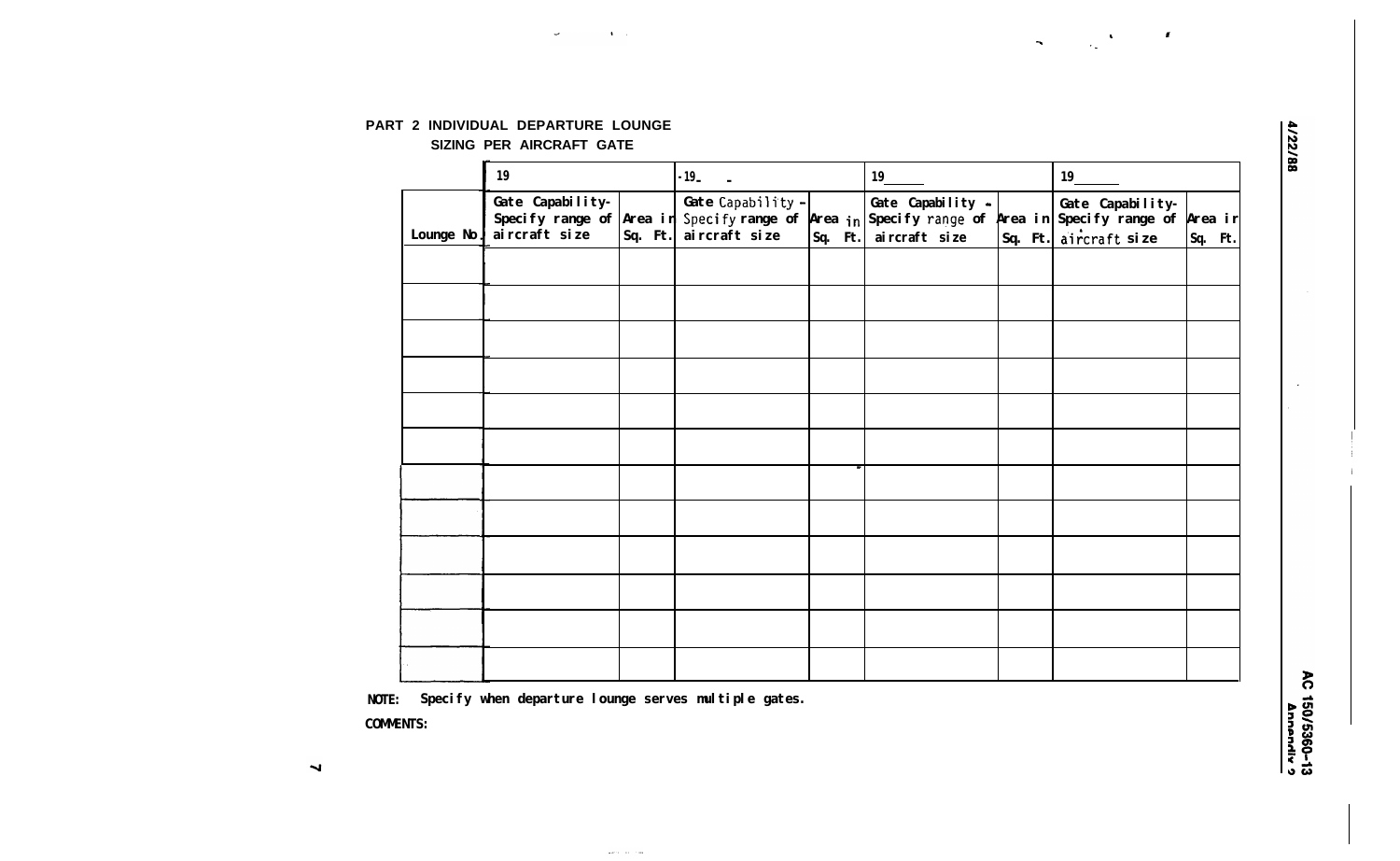PART 2 INDIVIDUAL DEPARTURE LOUNGE SIZING PER AIRCRAFT GATE

| | 19 | | 19 | | 19 | | 19 | |
|---|---|---|---|---|---|---|---|---|
| Lounge No. | Gate Capability- Specify range of aircraft size | Area in Sq. Ft. | Gate Capability - Specify range of aircraft size | Area in Sq. Ft. | Gate Capability - Specify range of aircraft size | Area in Sq. Ft. | Gate Capability- Specify range of aircraft size | Area in Sq. Ft. |
| | | | | | | | | |
| | | | | | | | | |
| | | | | | | | | |
| | | | | | | | | |
| | | | | | | | | |
| | | | | | | | | |
| | | | | | | | | |
| | | | | | | | | |
| | | | | | | | | |
| | | | | | | | | |
| | | | | | | | | |
| | | | | | | | | |

**NOTE:** Specify when departure lounge serves multiple gates.

**COMMENTS:**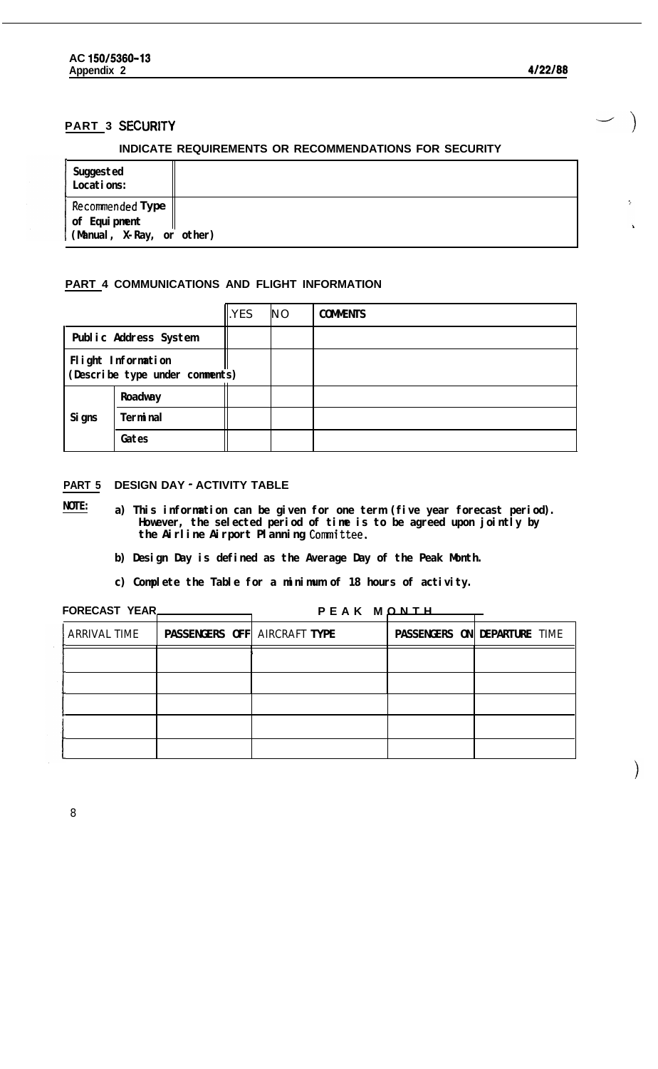## PART 3 SECURITY

**INDICATE REQUIREMENTS OR RECOMMENDATIONS FOR SECURITY**

| | |
|---|---|
| **Suggested Locations:** | |
| **Recommended Type of Equipment (Manual, X-Ray, or other)** | |

## PART 4 COMMUNICATIONS AND FLIGHT INFORMATION

| | | YES | NO | COMMENTS |
|---|---|---|---|---|
| Public Address System | | | | |
| Flight Information (Describe type under comments) | | | | |
| Signs | Roadway | | | |
| | Terminal | | | |
| | Gates | | | |

## PART 5 DESIGN DAY - ACTIVITY TABLE

**NOTE:**

a) This information can be given for one term (five year forecast period). However, the selected period of time is to be agreed upon jointly by the Airline Airport Planning Committee.

b) Design Day is defined as the Average Day of the Peak Month.

c) Complete the Table for a minimum of 18 hours of activity.

FORECAST YEAR __________ PEAK MONTH __________

| ARRIVAL TIME | PASSENGERS OFF | AIRCRAFT TYPE | PASSENGERS ON | DEPARTURE TIME |
|---|---|---|---|---|
| | | | | |
| | | | | |
| | | | | |
| | | | | |
| | | | | |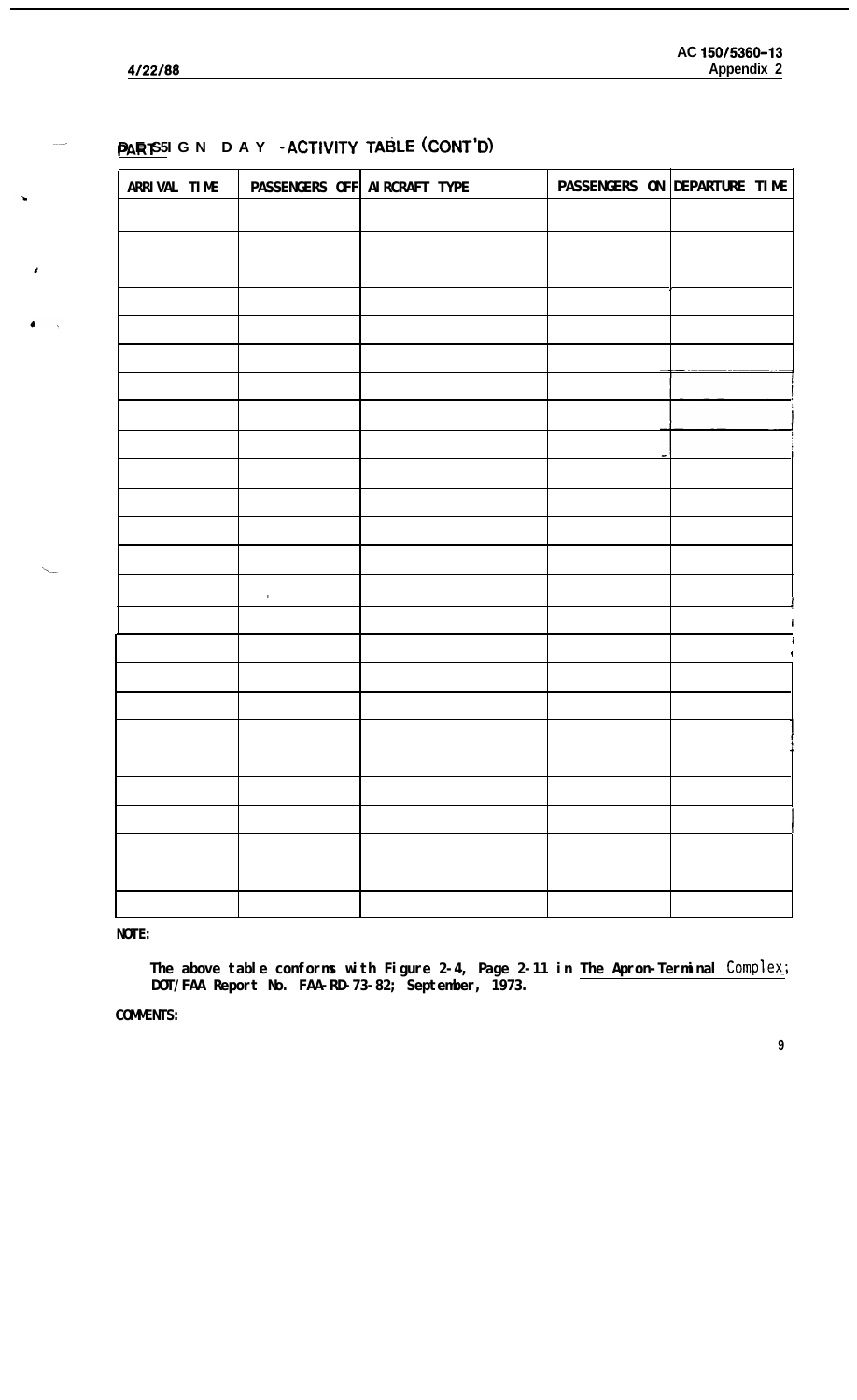## DESIGN DAY - ACTIVITY TABLE (CONT'D)

| ARRIVAL TIME | PASSENGERS OFF | AIRCRAFT TYPE | PASSENGERS ON | DEPARTURE TIME |
|---|---|---|---|---|
| | | | | |
| | | | | |
| | | | | |
| | | | | |
| | | | | |
| | | | | |
| | | | | |
| | | | | |
| | | | | |
| | | | | |
| | | | | |
| | | | | |
| | | | | |
| | | | | |
| | | | | |
| | | | | |
| | | | | |
| | | | | |
| | | | | |
| | | | | |
| | | | | |
| | | | | |
| | | | | |
| | | | | |
| | | | | |

**NOTE:**

**The above table conforms with Figure 2-4, Page 2-11 in The Apron-Terminal Complex; DOT/FAA Report No. FAA-RD-73-82; September, 1973.**

**COMMENTS:**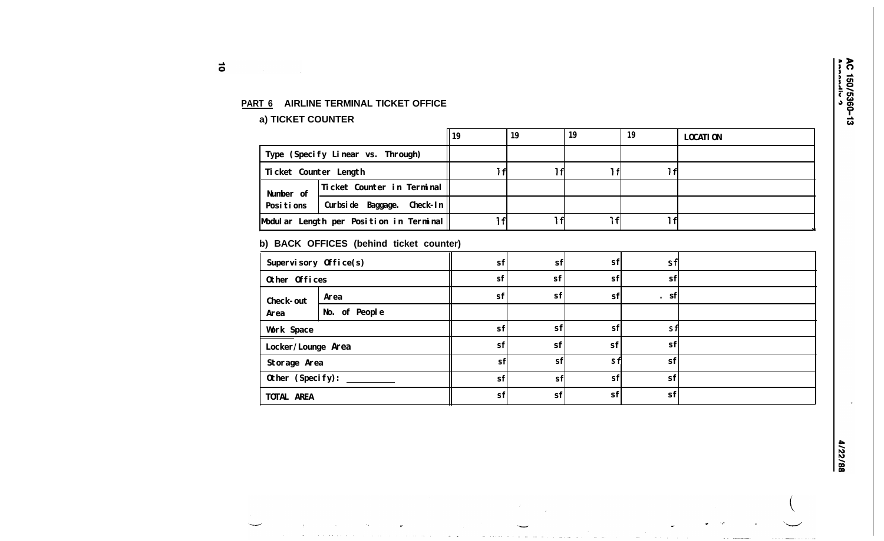**PART 6** **AIRLINE TERMINAL TICKET OFFICE**

**a) TICKET COUNTER**

| | | 19 | 19 | 19 | 19 | LOCATION |
|---|---|---|---|---|---|---|
| Type (Specify Linear vs. Through) | | | | | | |
| Ticket Counter Length | | lf | lf | lf | lf | |
| Number of Positions | Ticket Counter in Terminal | | | | | |
| | Curbside Baggage. Check-In | | | | | |
| Modular Length per Position in Terminal | | lf | lf | lf | lf | |

**b) BACK OFFICES (behind ticket counter)**

| | | | | | | |
|---|---|---|---|---|---|---|
| Supervisory Office(s) | | sf | sf | sf | sf | |
| Other Offices | | sf | sf | sf | sf | |
| Check-out Area | Area | sf | sf | sf | . sf | |
| | No. of People | | | | | |
| Work Space | | sf | sf | sf | sf | |
| Locker/Lounge Area | | sf | sf | sf | sf | |
| Storage Area | | sf | sf | sf | sf | |
| Other (Specify): __________ | | sf | sf | sf | sf | |
| TOTAL AREA | | sf | sf | sf | sf | |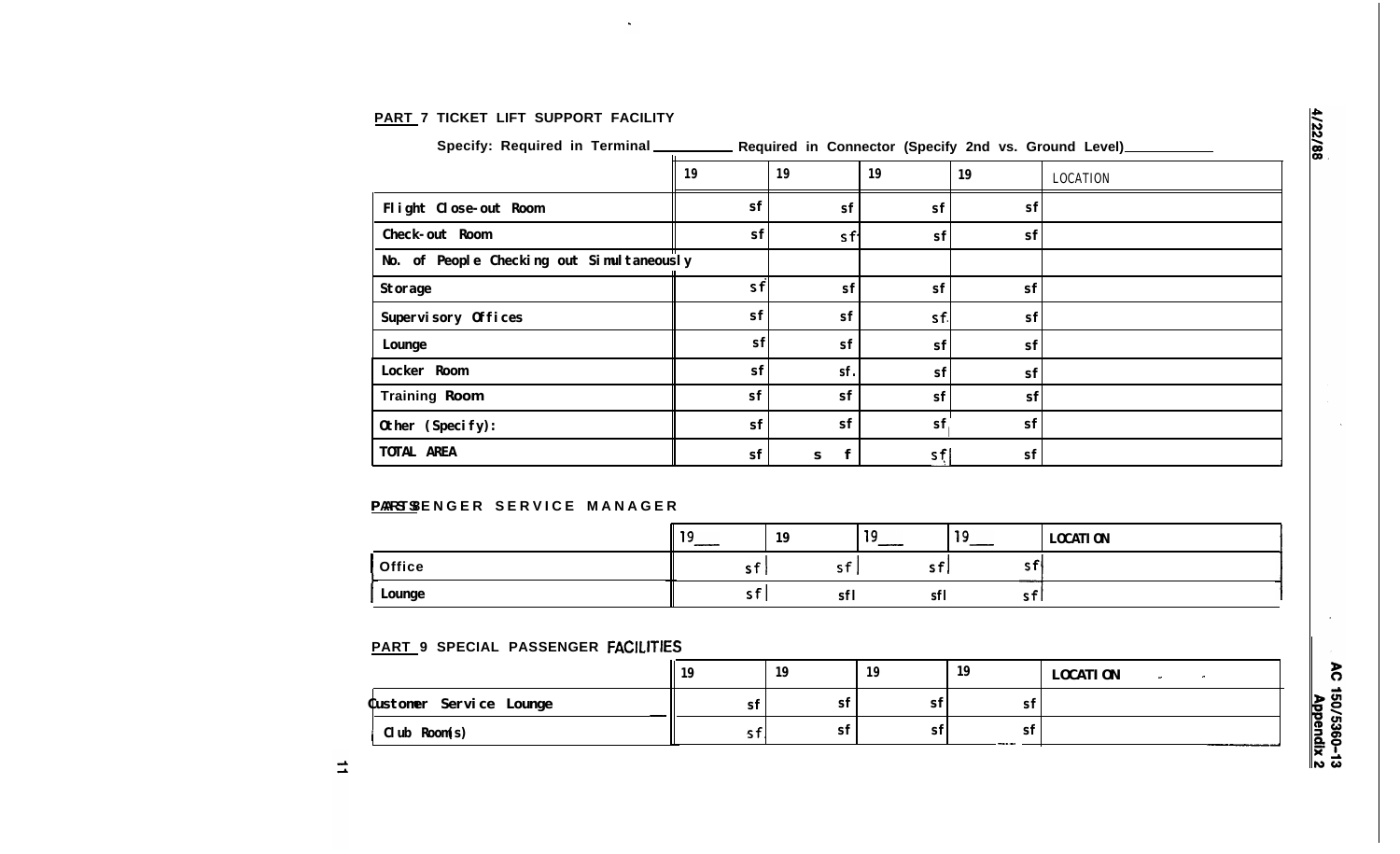**PART 7 TICKET LIFT SUPPORT FACILITY**

Specify: Required in Terminal __________ Required in Connector (Specify 2nd vs. Ground Level) __________

| | 19 | 19 | 19 | 19 | LOCATION |
|---|---|---|---|---|---|
| Flight Close-out Room | sf | sf | sf | sf | |
| Check-out Room | sf | sf | sf | sf | |
| No. of People Checking out Simultaneously | | | | | |
| Storage | sf | sf | sf | sf | |
| Supervisory Offices | sf | sf | sf | sf | |
| Lounge | sf | sf | sf | sf | |
| Locker Room | sf | sf | sf | sf | |
| Training Room | sf | sf | sf | sf | |
| Other (Specify): | sf | sf | sf | sf | |
| TOTAL AREA | sf | sf | sf | sf | |

**PART 8 PASSENGER SERVICE MANAGER**

| | 19___ | 19 | 19___ | 19___ | LOCATION |
|---|---|---|---|---|---|
| Office | sf | sf | sf | sf | |
| Lounge | sf | sf | sf | sf | |

**PART 9 SPECIAL PASSENGER FACILITIES**

| | 19 | 19 | 19 | 19 | LOCATION |
|---|---|---|---|---|---|
| Customer Service Lounge | sf | sf | sf | sf | |
| Club Room(s) | sf | sf | sf | sf | |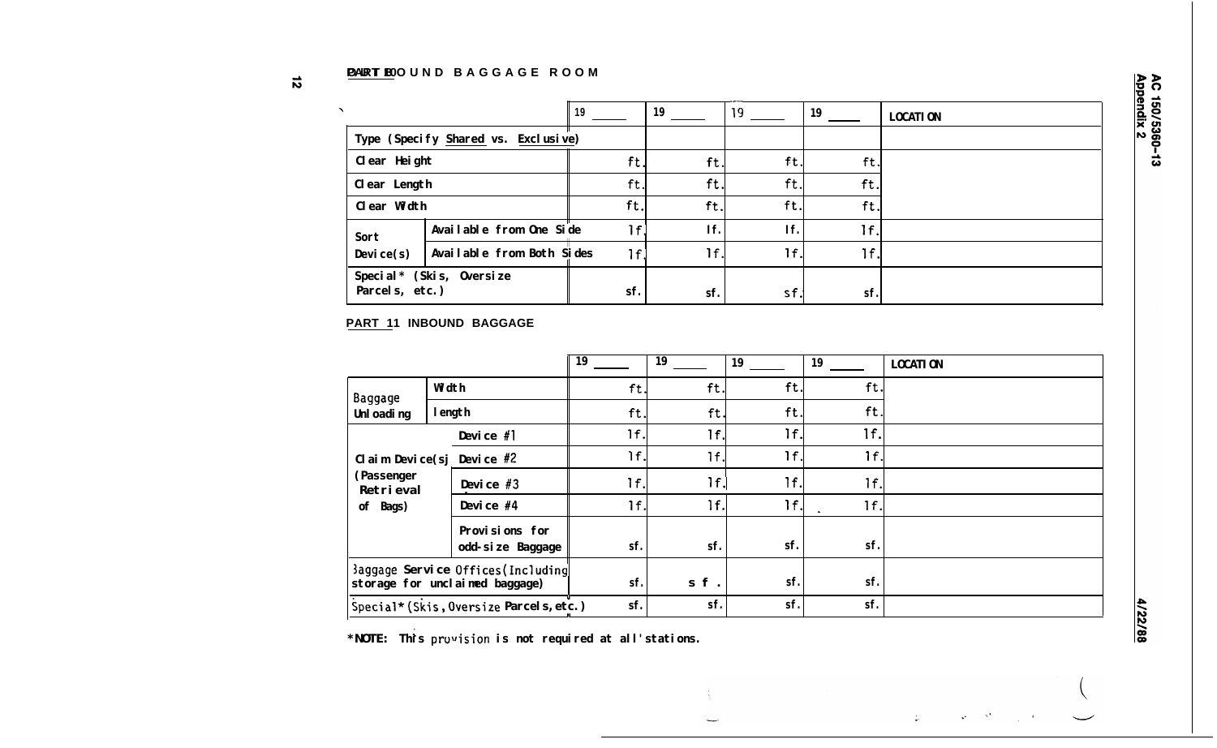## PART I OUTBOUND BAGGAGE ROOM

| | | 19 ____ | 19 ____ | 19 ____ | 19 ____ | LOCATION |
|---|---|---|---|---|---|---|
| Type (Specify Shared vs. Exclusive) | | | | | | |
| Clear Height | | ft. | ft. | ft. | ft. | |
| Clear Length | | ft. | ft. | ft. | ft. | |
| Clear Width | | ft. | ft. | ft. | ft. | |
| Sort Device(s) | Available from One Side | lf. | lf. | lf. | lf. | |
| | Available from Both Sides | lf. | lf. | lf. | lf. | |
| Special* (Skis, Oversize Parcels, etc.) | | sf. | sf. | sf. | sf. | |

## PART II INBOUND BAGGAGE

| | | 19 ____ | 19 ____ | 19 ____ | 19 ____ | LOCATION |
|---|---|---|---|---|---|---|
| Baggage Unloading | Width | ft. | ft. | ft. | ft. | |
| | length | ft. | ft. | ft. | ft. | |
| Claim Device(s) (Passenger Retrieval of Bags) | Device #1 | lf. | lf. | lf. | lf. | |
| | Device #2 | lf. | lf. | lf. | lf. | |
| | Device #3 | lf. | lf. | lf. | lf. | |
| | Device #4 | lf. | lf. | lf. | lf. | |
| | Provisions for odd-size Baggage | sf. | sf. | sf. | sf. | |
| Baggage Service Offices (Including storage for unclaimed baggage) | | sf. | sf. | sf. | sf. | |
| Special* (Skis, Oversize Parcels, etc.) | | sf. | sf. | sf. | sf. | |

*NOTE: This provision is not required at all stations.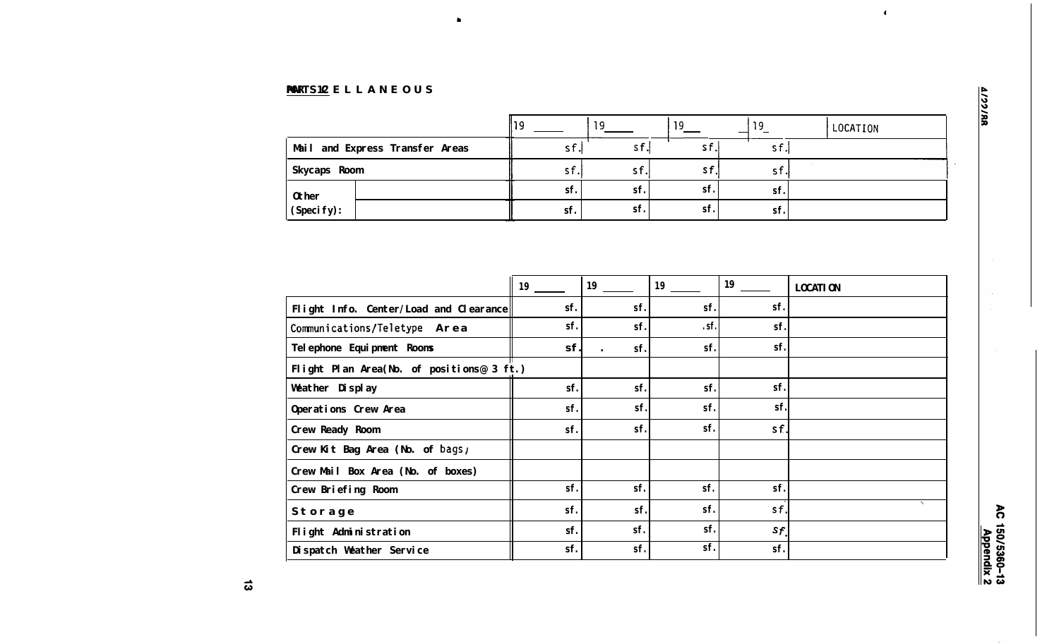**PART 12 MISCELLANEOUS**

| | 19 ____ | 19 ____ | 19 ____ | 19 ____ | LOCATION |
|---|---|---|---|---|---|
| Mail and Express Transfer Areas | sf. | sf. | sf. | sf. | |
| Skycaps Room | sf. | sf. | sf. | sf. | |
| Other (Specify): ____ | sf. | sf. | sf. | sf. | |
| ____ | sf. | sf. | sf. | sf. | |

| | 19 ____ | 19 ____ | 19 ____ | 19 ____ | LOCATION |
|---|---|---|---|---|---|
| Flight Info. Center/Load and Clearance | sf. | sf. | sf. | sf. | |
| Communications/Teletype Area | sf. | sf. | sf. | sf. | |
| Telephone Equipment Rooms | sf. | sf. | sf. | sf. | |
| Flight Plan Area(No. of positions@ 3 ft.) | | | | | |
| Weather Display | sf. | sf. | sf. | sf. | |
| Operations Crew Area | sf. | sf. | sf. | sf. | |
| Crew Ready Room | sf. | sf. | sf. | sf. | |
| Crew Kit Bag Area (No. of bags) | | | | | |
| Crew Mail Box Area (No. of boxes) | | | | | |
| Crew Briefing Room | sf. | sf. | sf. | sf. | |
| Storage | sf. | sf. | sf. | sf. | |
| Flight Administration | sf. | sf. | sf. | sf. | |
| Dispatch Weather Service | sf. | sf. | sf. | sf. | |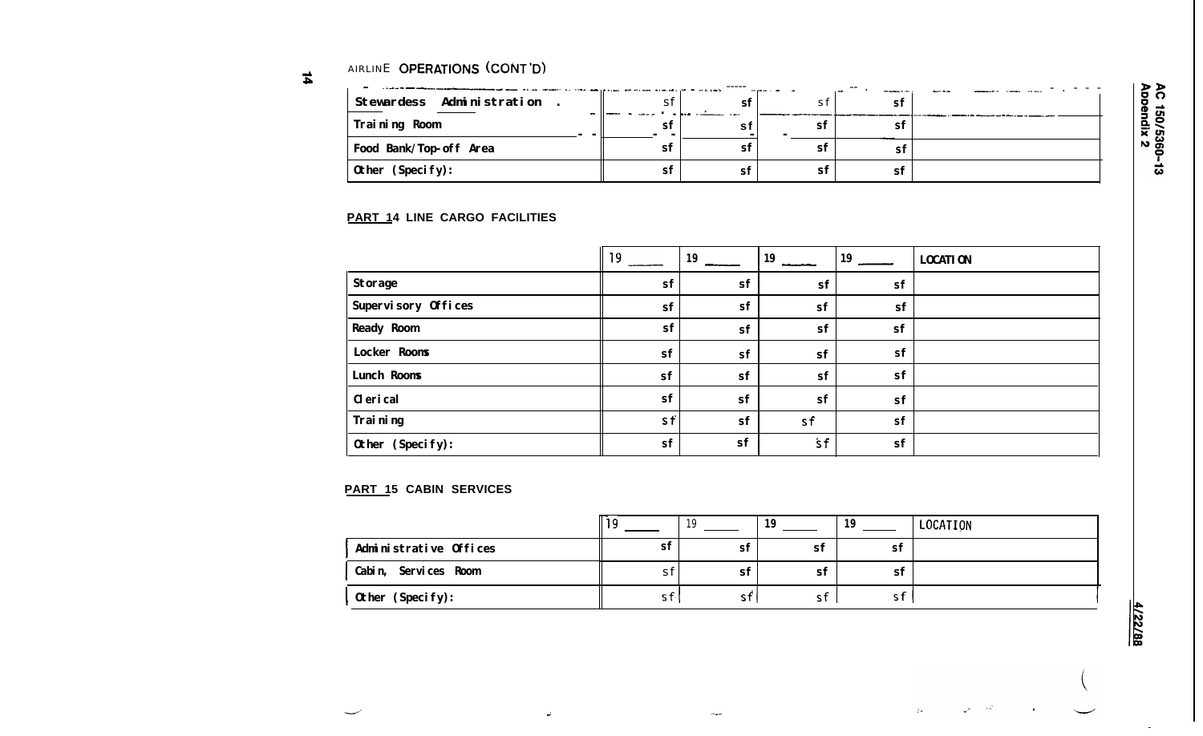AIRLINE OPERATIONS (CONT'D)

| | | | | | |
|---|---|---|---|---|---|
| Stewardess Administration | sf | sf | sf | sf | |
| Training Room | sf | sf | sf | sf | |
| Food Bank/Top-off Area | sf | sf | sf | sf | |
| Other (Specify): | sf | sf | sf | sf | |

**PART 14 LINE CARGO FACILITIES**

| | 19 ____ | 19 ____ | 19 ____ | 19 ____ | LOCATION |
|---|---|---|---|---|---|
| Storage | sf | sf | sf | sf | |
| Supervisory Offices | sf | sf | sf | sf | |
| Ready Room | sf | sf | sf | sf | |
| Locker Rooms | sf | sf | sf | sf | |
| Lunch Rooms | sf | sf | sf | sf | |
| Clerical | sf | sf | sf | sf | |
| Training | sf | sf | sf | sf | |
| Other (Specify): | sf | sf | sf | sf | |

**PART 15 CABIN SERVICES**

| | 19 ____ | 19 ____ | 19 ____ | 19 ____ | LOCATION |
|---|---|---|---|---|---|
| Administrative Offices | sf | sf | sf | sf | |
| Cabin, Services Room | sf | sf | sf | sf | |
| Other (Specify): | sf | sf | sf | sf | |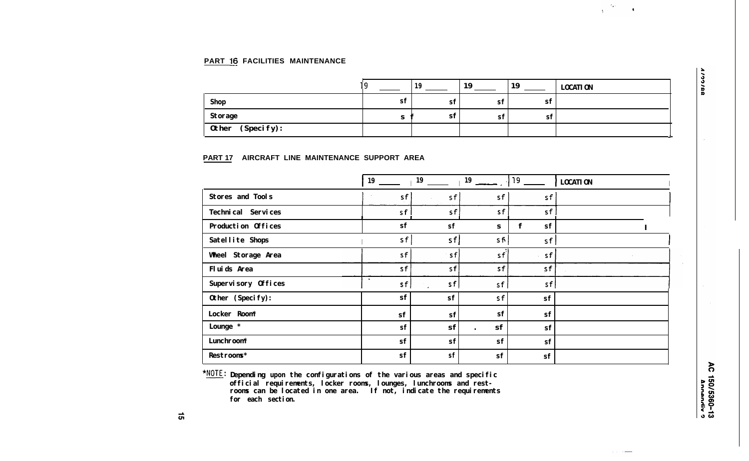PART 16 FACILITIES MAINTENANCE

| | 19 ____ | 19 ____ | 19 ____ | 19 ____ | LOCATION |
|---|---|---|---|---|---|
| Shop | sf | sf | sf | sf | |
| Storage | sf | sf | sf | sf | |
| Other (Specify): | | | | | |

PART 17 AIRCRAFT LINE MAINTENANCE SUPPORT AREA

| | 19 ____ | 19 ____ | 19 ____ | 19 ____ | LOCATION |
|---|---|---|---|---|---|
| Stores and Tools | sf | sf | sf | sf | |
| Technical Services | sf | sf | sf | sf | |
| Production Offices | sf | sf | sf | sf | |
| Satellite Shops | sf | sf | sf | sf | |
| Wheel Storage Area | sf | sf | sf | sf | |
| Fluids Area | sf | sf | sf | sf | |
| Supervisory Offices | sf | sf | sf | sf | |
| Other (Specify): | sf | sf | sf | sf | |
| Locker Room* | sf | sf | sf | sf | |
| Lounge * | sf | sf | sf | sf | |
| Lunchroom* | sf | sf | sf | sf | |
| Restrooms* | sf | sf | sf | sf | |

*NOTE: Depending upon the configurations of the various areas and specific official requirements, locker rooms, lounges, lunchrooms and restrooms can be located in one area. If not, indicate the requirements for each section.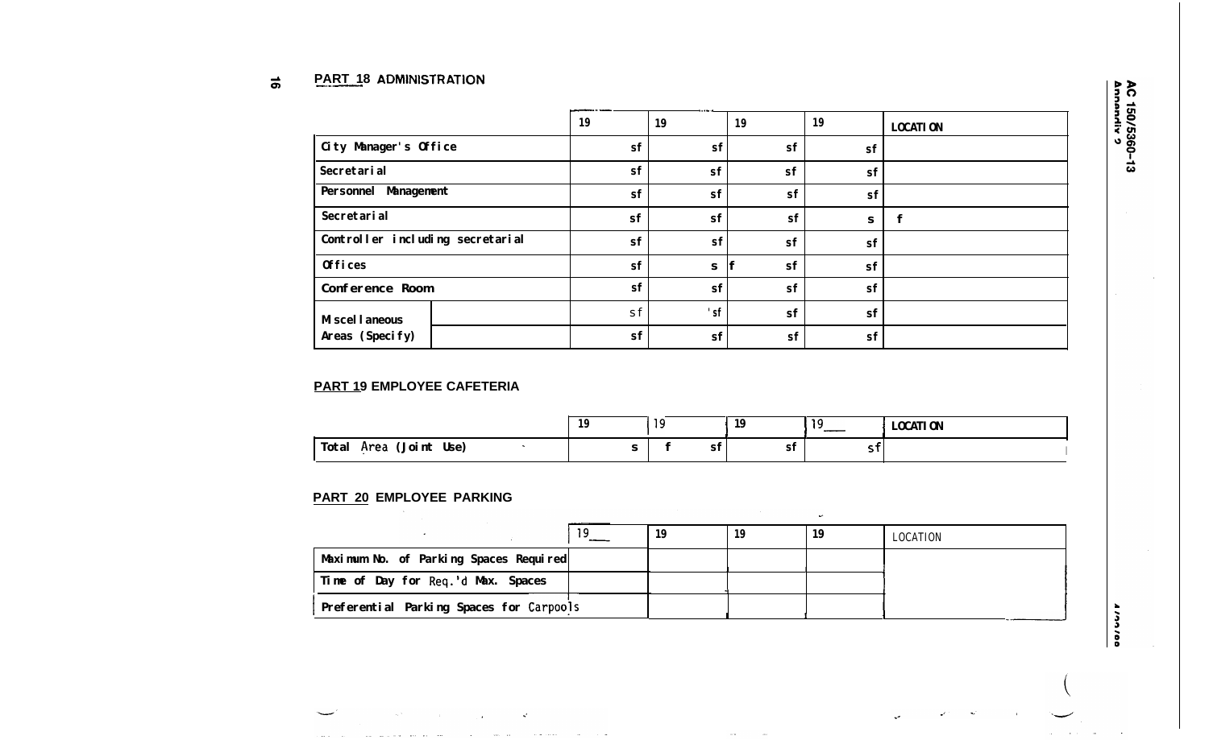## PART 18 ADMINISTRATION

| | | 19 | 19 | 19 | 19 | LOCATION |
|---|---|---|---|---|---|---|
| City Manager's Office | | sf | sf | sf | sf | |
| Secretarial | | sf | sf | sf | sf | |
| Personnel Management | | sf | sf | sf | sf | |
| Secretarial | | sf | sf | sf | sf | |
| Controller including secretarial | | sf | sf | sf | sf | |
| Offices | | sf | sf | sf | sf | |
| Conference Room | | sf | sf | sf | sf | |
| Miscellaneous Areas (Specify) | | sf | sf | sf | sf | |
| | | sf | sf | sf | sf | |

## PART 19 EMPLOYEE CAFETERIA

| | 19 | 19 | 19 | 19 | LOCATION |
|---|---|---|---|---|---|
| Total Area (Joint Use) | sf | sf | sf | sf | |

## PART 20 EMPLOYEE PARKING

| | 19 | 19 | 19 | 19 | LOCATION |
|---|---|---|---|---|---|
| Maximum No. of Parking Spaces Required | | | | | |
| Time of Day for Req.'d Max. Spaces | | | | | |
| Preferential Parking Spaces for Carpools | | | | | |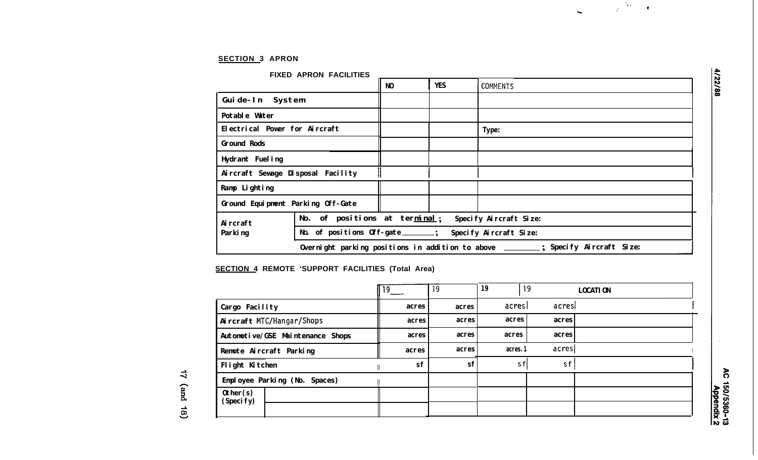## SECTION 3 APRON

### FIXED APRON FACILITIES

| | NO | YES | COMMENTS |
|---|---|---|---|
| Guide-In System | | | |
| Potable Water | | | |
| Electrical Power for Aircraft | | | Type: |
| Ground Rods | | | |
| Hydrant Fueling | | | |
| Aircraft Sewage Disposal Facility | | | |
| Ramp Lighting | | | |
| Ground Equipment Parking Off-Gate | | | |

| Aircraft Parking | |
|---|---|
| | No. of positions at terminal ; Specify Aircraft Size: |
| | No. of positions Off-gate_______; Specify Aircraft Size: |
| | Overnight parking positions in addition to above ________; Specify Aircraft Size: |

## SECTION 4 REMOTE SUPPORT FACILITIES (Total Area)

| | 19___ | 19 | 19 | 19 | LOCATION |
|---|---|---|---|---|---|
| Cargo Facility | acres | acres | acres | acres | |
| Aircraft MTC/Hangar/Shops | acres | acres | acres | acres | |
| Automotive/GSE Maintenance Shops | acres | acres | acres | acres | |
| Remote Aircraft Parking | acres | acres | acres | acres | |
| Flight Kitchen | sf | sf | sf | sf | |
| Employee Parking (No. Spaces) | | | | | |
| Other(s) (Specify) | | | | | |
| | | | | | |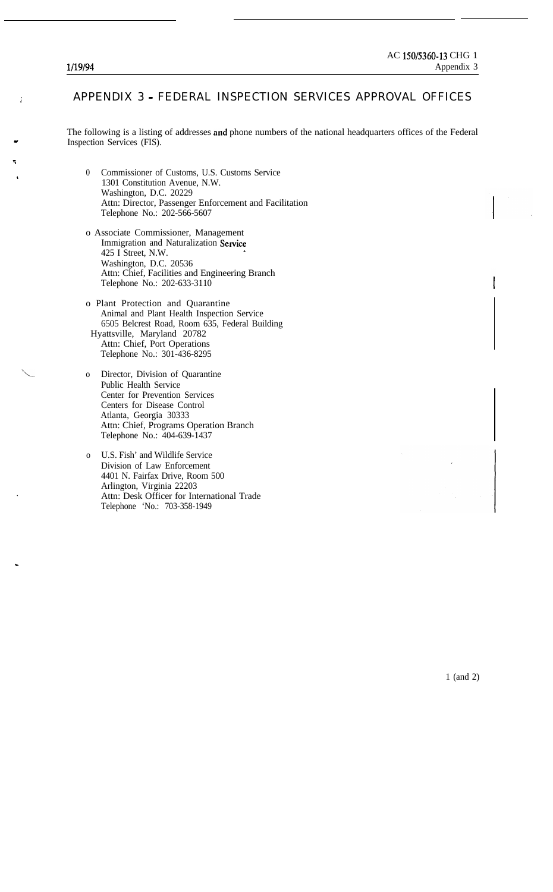# APPENDIX 3 - FEDERAL INSPECTION SERVICES APPROVAL OFFICES

The following is a listing of addresses and phone numbers of the national headquarters offices of the Federal Inspection Services (FIS).

- Commissioner of Customs, U.S. Customs Service
  1301 Constitution Avenue, N.W.
  Washington, D.C. 20229
  Attn: Director, Passenger Enforcement and Facilitation
  Telephone No.: 202-566-5607

- Associate Commissioner, Management
  Immigration and Naturalization Service
  425 I Street, N.W.
  Washington, D.C. 20536
  Attn: Chief, Facilities and Engineering Branch
  Telephone No.: 202-633-3110

- Plant Protection and Quarantine
  Animal and Plant Health Inspection Service
  6505 Belcrest Road, Room 635, Federal Building
  Hyattsville, Maryland 20782
  Attn: Chief, Port Operations
  Telephone No.: 301-436-8295

- Director, Division of Quarantine
  Public Health Service
  Center for Prevention Services
  Centers for Disease Control
  Atlanta, Georgia 30333
  Attn: Chief, Programs Operation Branch
  Telephone No.: 404-639-1437

- U.S. Fish' and Wildlife Service
  Division of Law Enforcement
  4401 N. Fairfax Drive, Room 500
  Arlington, Virginia 22203
  Attn: Desk Officer for International Trade
  Telephone 'No.: 703-358-1949